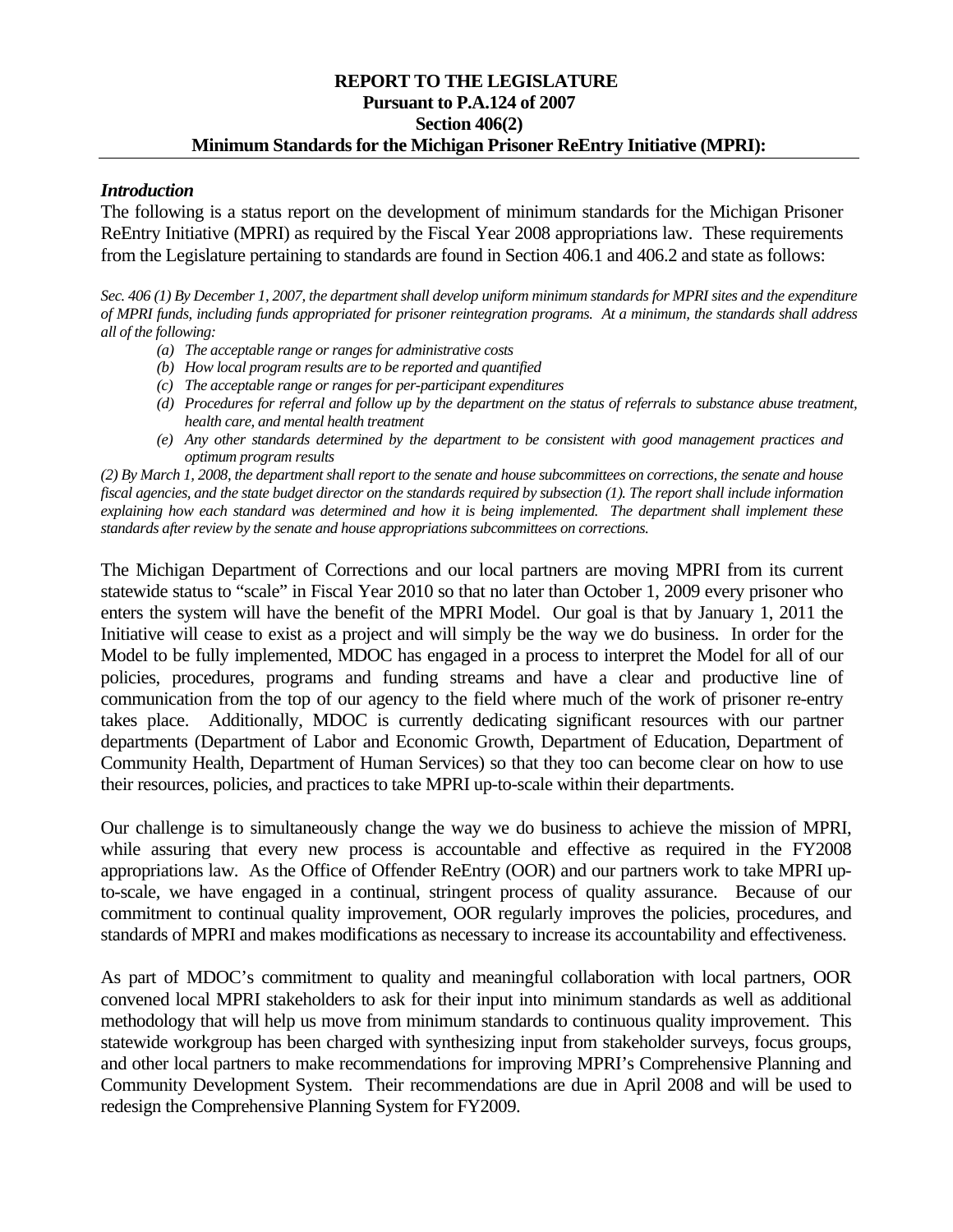**REPORT TO THE LEGISLATURE**
**Pursuant to P.A.124 of 2007**
**Section 406(2)**
**Minimum Standards for the Michigan Prisoner ReEntry Initiative (MPRI):**

---

### *Introduction*

The following is a status report on the development of minimum standards for the Michigan Prisoner ReEntry Initiative (MPRI) as required by the Fiscal Year 2008 appropriations law. These requirements from the Legislature pertaining to standards are found in Section 406.1 and 406.2 and state as follows:

*Sec. 406 (1) By December 1, 2007, the department shall develop uniform minimum standards for MPRI sites and the expenditure of MPRI funds, including funds appropriated for prisoner reintegration programs. At a minimum, the standards shall address all of the following:*

- *(a) The acceptable range or ranges for administrative costs*
- *(b) How local program results are to be reported and quantified*
- *(c) The acceptable range or ranges for per-participant expenditures*
- *(d) Procedures for referral and follow up by the department on the status of referrals to substance abuse treatment, health care, and mental health treatment*
- *(e) Any other standards determined by the department to be consistent with good management practices and optimum program results*

*(2) By March 1, 2008, the department shall report to the senate and house subcommittees on corrections, the senate and house fiscal agencies, and the state budget director on the standards required by subsection (1). The report shall include information explaining how each standard was determined and how it is being implemented. The department shall implement these standards after review by the senate and house appropriations subcommittees on corrections.*

The Michigan Department of Corrections and our local partners are moving MPRI from its current statewide status to "scale" in Fiscal Year 2010 so that no later than October 1, 2009 every prisoner who enters the system will have the benefit of the MPRI Model. Our goal is that by January 1, 2011 the Initiative will cease to exist as a project and will simply be the way we do business. In order for the Model to be fully implemented, MDOC has engaged in a process to interpret the Model for all of our policies, procedures, programs and funding streams and have a clear and productive line of communication from the top of our agency to the field where much of the work of prisoner re-entry takes place. Additionally, MDOC is currently dedicating significant resources with our partner departments (Department of Labor and Economic Growth, Department of Education, Department of Community Health, Department of Human Services) so that they too can become clear on how to use their resources, policies, and practices to take MPRI up-to-scale within their departments.

Our challenge is to simultaneously change the way we do business to achieve the mission of MPRI, while assuring that every new process is accountable and effective as required in the FY2008 appropriations law. As the Office of Offender ReEntry (OOR) and our partners work to take MPRI up-to-scale, we have engaged in a continual, stringent process of quality assurance. Because of our commitment to continual quality improvement, OOR regularly improves the policies, procedures, and standards of MPRI and makes modifications as necessary to increase its accountability and effectiveness.

As part of MDOC's commitment to quality and meaningful collaboration with local partners, OOR convened local MPRI stakeholders to ask for their input into minimum standards as well as additional methodology that will help us move from minimum standards to continuous quality improvement. This statewide workgroup has been charged with synthesizing input from stakeholder surveys, focus groups, and other local partners to make recommendations for improving MPRI's Comprehensive Planning and Community Development System. Their recommendations are due in April 2008 and will be used to redesign the Comprehensive Planning System for FY2009.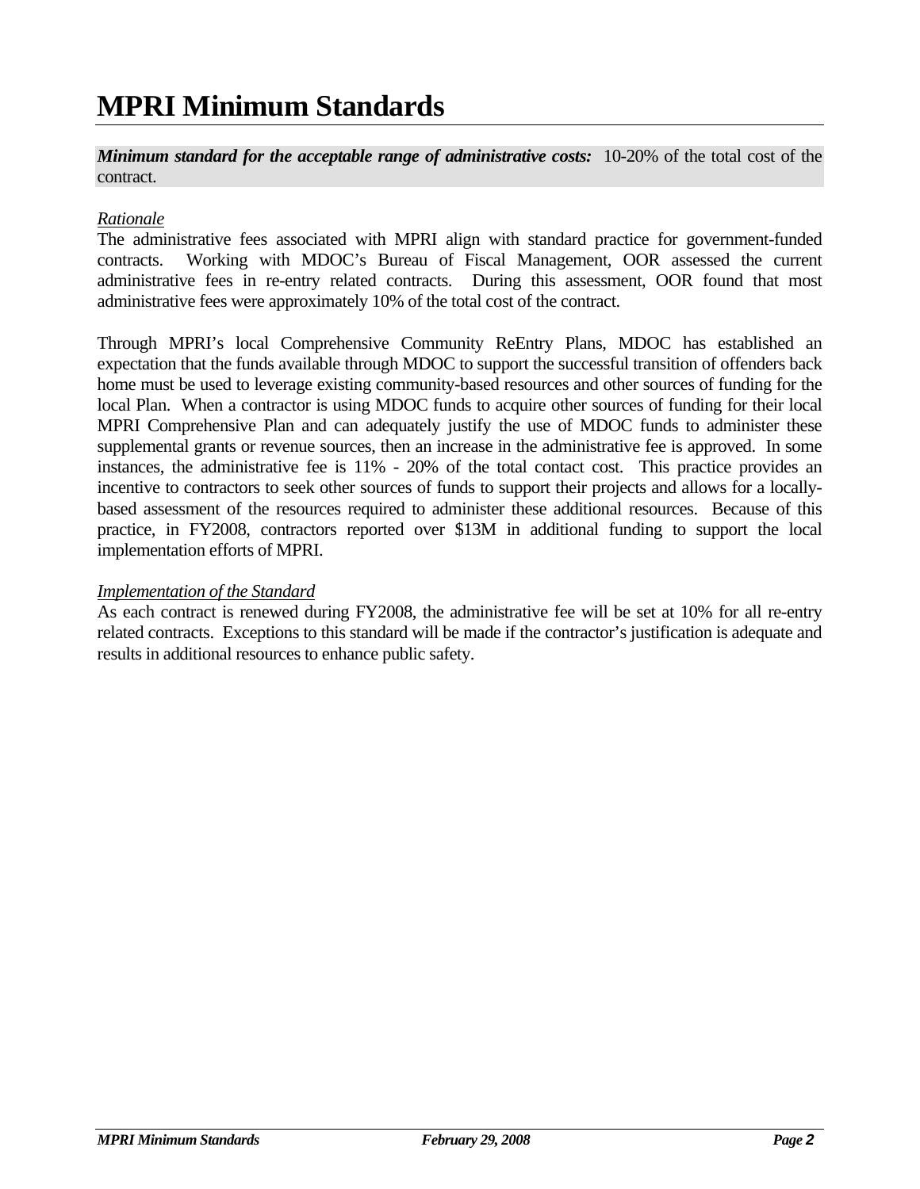# MPRI Minimum Standards

***Minimum standard for the acceptable range of administrative costs:*** 10-20% of the total cost of the contract.

*Rationale*

The administrative fees associated with MPRI align with standard practice for government-funded contracts. Working with MDOC's Bureau of Fiscal Management, OOR assessed the current administrative fees in re-entry related contracts. During this assessment, OOR found that most administrative fees were approximately 10% of the total cost of the contract.

Through MPRI's local Comprehensive Community ReEntry Plans, MDOC has established an expectation that the funds available through MDOC to support the successful transition of offenders back home must be used to leverage existing community-based resources and other sources of funding for the local Plan. When a contractor is using MDOC funds to acquire other sources of funding for their local MPRI Comprehensive Plan and can adequately justify the use of MDOC funds to administer these supplemental grants or revenue sources, then an increase in the administrative fee is approved. In some instances, the administrative fee is 11% - 20% of the total contact cost. This practice provides an incentive to contractors to seek other sources of funds to support their projects and allows for a locally-based assessment of the resources required to administer these additional resources. Because of this practice, in FY2008, contractors reported over $13M in additional funding to support the local implementation efforts of MPRI.

*Implementation of the Standard*

As each contract is renewed during FY2008, the administrative fee will be set at 10% for all re-entry related contracts. Exceptions to this standard will be made if the contractor's justification is adequate and results in additional resources to enhance public safety.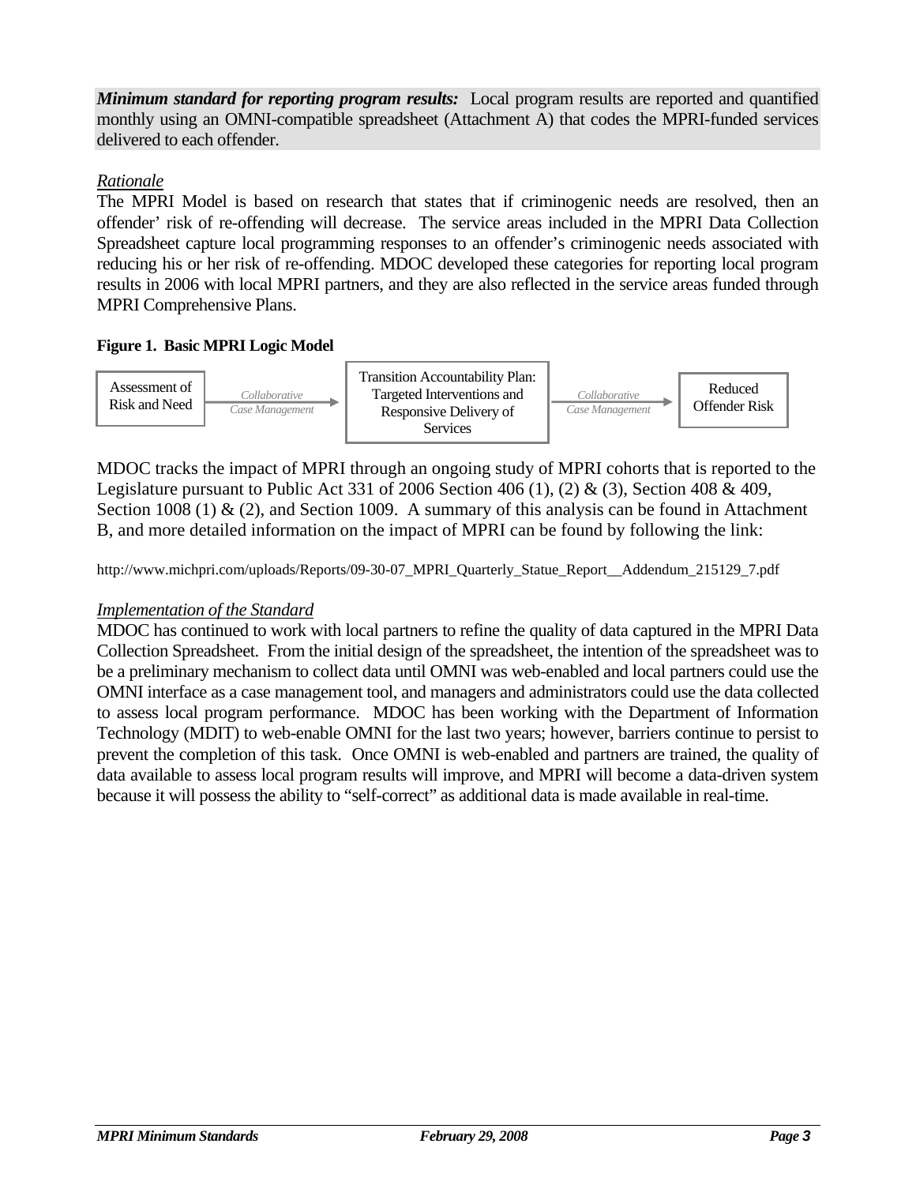***Minimum standard for reporting program results:*** Local program results are reported and quantified monthly using an OMNI-compatible spreadsheet (Attachment A) that codes the MPRI-funded services delivered to each offender.

*Rationale*

The MPRI Model is based on research that states that if criminogenic needs are resolved, then an offender' risk of re-offending will decrease. The service areas included in the MPRI Data Collection Spreadsheet capture local programming responses to an offender's criminogenic needs associated with reducing his or her risk of re-offending. MDOC developed these categories for reporting local program results in 2006 with local MPRI partners, and they are also reflected in the service areas funded through MPRI Comprehensive Plans.

**Figure 1. Basic MPRI Logic Model**

Assessment of Risk and Need → *Collaborative Case Management* → Transition Accountability Plan: Targeted Interventions and Responsive Delivery of Services → *Collaborative Case Management* → Reduced Offender Risk

MDOC tracks the impact of MPRI through an ongoing study of MPRI cohorts that is reported to the Legislature pursuant to Public Act 331 of 2006 Section 406 (1), (2) & (3), Section 408 & 409, Section 1008 (1) & (2), and Section 1009. A summary of this analysis can be found in Attachment B, and more detailed information on the impact of MPRI can be found by following the link:

http://www.michpri.com/uploads/Reports/09-30-07_MPRI_Quarterly_Statue_Report__Addendum_215129_7.pdf

*Implementation of the Standard*

MDOC has continued to work with local partners to refine the quality of data captured in the MPRI Data Collection Spreadsheet. From the initial design of the spreadsheet, the intention of the spreadsheet was to be a preliminary mechanism to collect data until OMNI was web-enabled and local partners could use the OMNI interface as a case management tool, and managers and administrators could use the data collected to assess local program performance. MDOC has been working with the Department of Information Technology (MDIT) to web-enable OMNI for the last two years; however, barriers continue to persist to prevent the completion of this task. Once OMNI is web-enabled and partners are trained, the quality of data available to assess local program results will improve, and MPRI will become a data-driven system because it will possess the ability to "self-correct" as additional data is made available in real-time.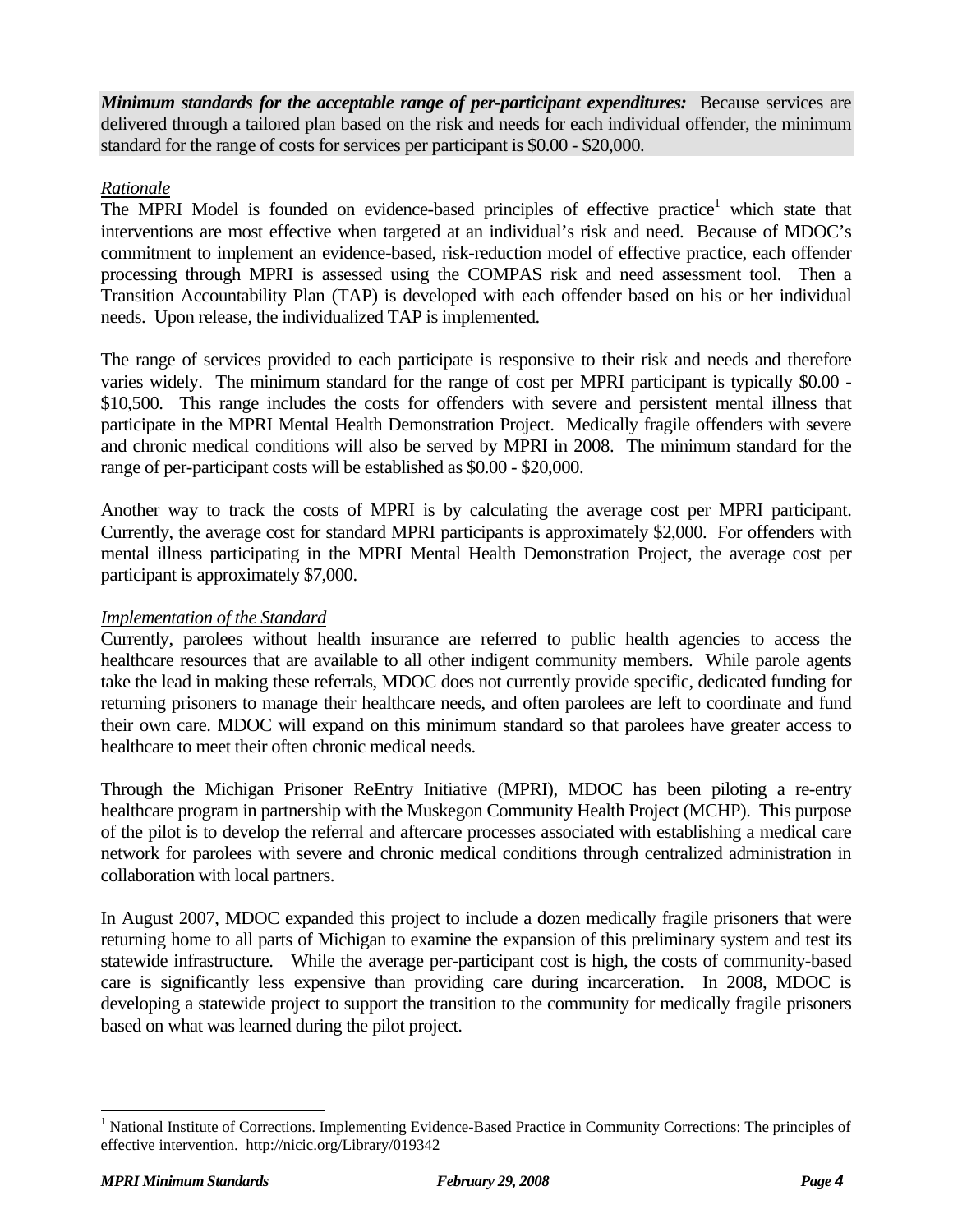***Minimum standards for the acceptable range of per-participant expenditures:*** Because services are delivered through a tailored plan based on the risk and needs for each individual offender, the minimum standard for the range of costs for services per participant is $0.00 - $20,000.

*Rationale*

The MPRI Model is founded on evidence-based principles of effective practice[1] which state that interventions are most effective when targeted at an individual's risk and need. Because of MDOC's commitment to implement an evidence-based, risk-reduction model of effective practice, each offender processing through MPRI is assessed using the COMPAS risk and need assessment tool. Then a Transition Accountability Plan (TAP) is developed with each offender based on his or her individual needs. Upon release, the individualized TAP is implemented.

The range of services provided to each participate is responsive to their risk and needs and therefore varies widely. The minimum standard for the range of cost per MPRI participant is typically $0.00 - $10,500. This range includes the costs for offenders with severe and persistent mental illness that participate in the MPRI Mental Health Demonstration Project. Medically fragile offenders with severe and chronic medical conditions will also be served by MPRI in 2008. The minimum standard for the range of per-participant costs will be established as $0.00 - $20,000.

Another way to track the costs of MPRI is by calculating the average cost per MPRI participant. Currently, the average cost for standard MPRI participants is approximately $2,000. For offenders with mental illness participating in the MPRI Mental Health Demonstration Project, the average cost per participant is approximately $7,000.

*Implementation of the Standard*

Currently, parolees without health insurance are referred to public health agencies to access the healthcare resources that are available to all other indigent community members. While parole agents take the lead in making these referrals, MDOC does not currently provide specific, dedicated funding for returning prisoners to manage their healthcare needs, and often parolees are left to coordinate and fund their own care. MDOC will expand on this minimum standard so that parolees have greater access to healthcare to meet their often chronic medical needs.

Through the Michigan Prisoner ReEntry Initiative (MPRI), MDOC has been piloting a re-entry healthcare program in partnership with the Muskegon Community Health Project (MCHP). This purpose of the pilot is to develop the referral and aftercare processes associated with establishing a medical care network for parolees with severe and chronic medical conditions through centralized administration in collaboration with local partners.

In August 2007, MDOC expanded this project to include a dozen medically fragile prisoners that were returning home to all parts of Michigan to examine the expansion of this preliminary system and test its statewide infrastructure. While the average per-participant cost is high, the costs of community-based care is significantly less expensive than providing care during incarceration. In 2008, MDOC is developing a statewide project to support the transition to the community for medically fragile prisoners based on what was learned during the pilot project.

---

[1] National Institute of Corrections. Implementing Evidence-Based Practice in Community Corrections: The principles of effective intervention. http://nicic.org/Library/019342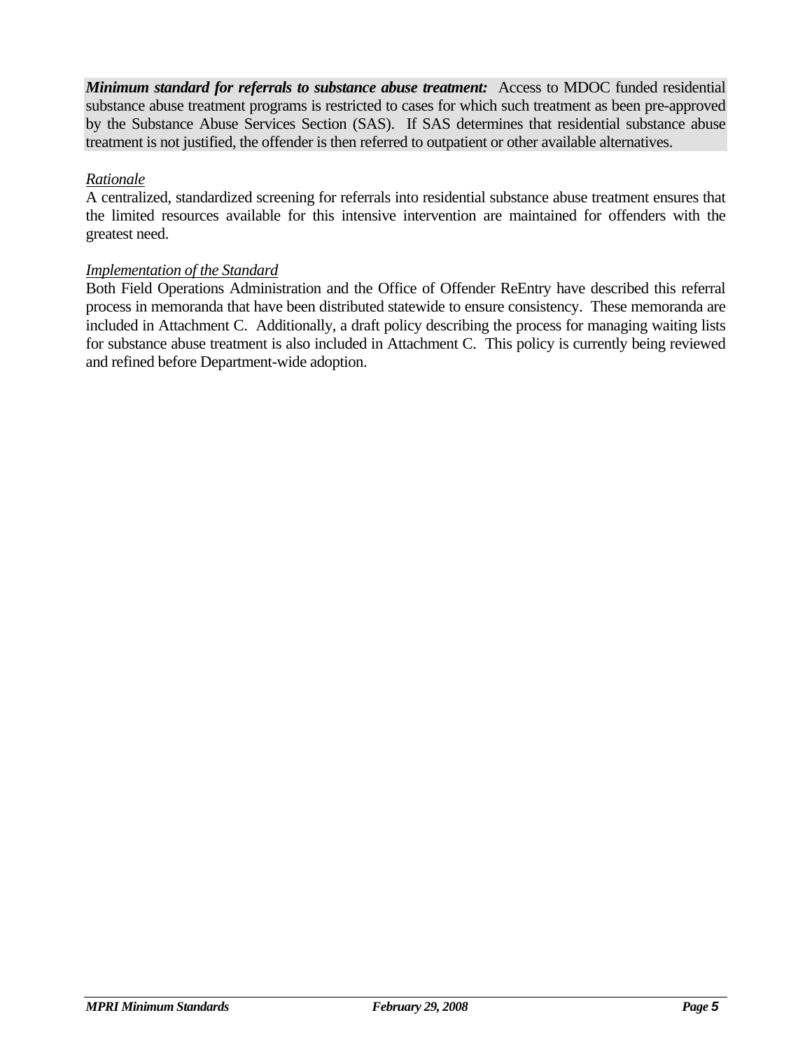***Minimum standard for referrals to substance abuse treatment:*** Access to MDOC funded residential substance abuse treatment programs is restricted to cases for which such treatment as been pre-approved by the Substance Abuse Services Section (SAS). If SAS determines that residential substance abuse treatment is not justified, the offender is then referred to outpatient or other available alternatives.

*Rationale*

A centralized, standardized screening for referrals into residential substance abuse treatment ensures that the limited resources available for this intensive intervention are maintained for offenders with the greatest need.

*Implementation of the Standard*

Both Field Operations Administration and the Office of Offender ReEntry have described this referral process in memoranda that have been distributed statewide to ensure consistency. These memoranda are included in Attachment C. Additionally, a draft policy describing the process for managing waiting lists for substance abuse treatment is also included in Attachment C. This policy is currently being reviewed and refined before Department-wide adoption.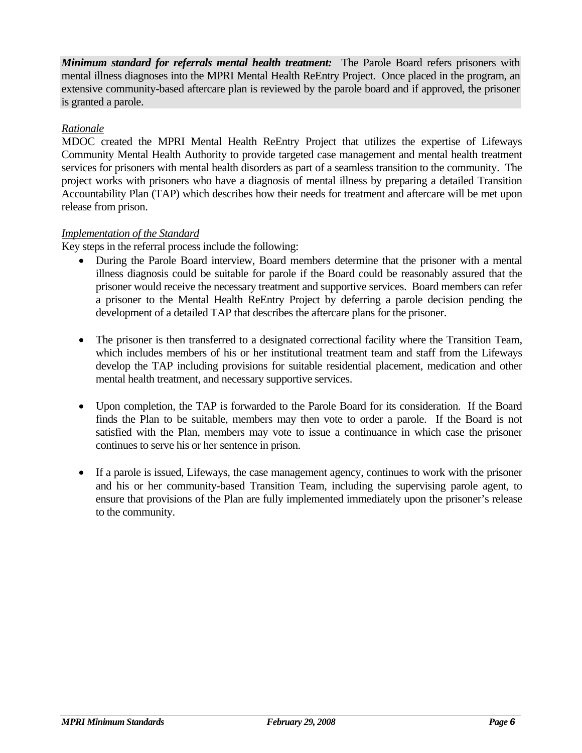***Minimum standard for referrals mental health treatment:*** The Parole Board refers prisoners with mental illness diagnoses into the MPRI Mental Health ReEntry Project. Once placed in the program, an extensive community-based aftercare plan is reviewed by the parole board and if approved, the prisoner is granted a parole.

*Rationale*

MDOC created the MPRI Mental Health ReEntry Project that utilizes the expertise of Lifeways Community Mental Health Authority to provide targeted case management and mental health treatment services for prisoners with mental health disorders as part of a seamless transition to the community. The project works with prisoners who have a diagnosis of mental illness by preparing a detailed Transition Accountability Plan (TAP) which describes how their needs for treatment and aftercare will be met upon release from prison.

*Implementation of the Standard*

Key steps in the referral process include the following:

- During the Parole Board interview, Board members determine that the prisoner with a mental illness diagnosis could be suitable for parole if the Board could be reasonably assured that the prisoner would receive the necessary treatment and supportive services. Board members can refer a prisoner to the Mental Health ReEntry Project by deferring a parole decision pending the development of a detailed TAP that describes the aftercare plans for the prisoner.

- The prisoner is then transferred to a designated correctional facility where the Transition Team, which includes members of his or her institutional treatment team and staff from the Lifeways develop the TAP including provisions for suitable residential placement, medication and other mental health treatment, and necessary supportive services.

- Upon completion, the TAP is forwarded to the Parole Board for its consideration. If the Board finds the Plan to be suitable, members may then vote to order a parole. If the Board is not satisfied with the Plan, members may vote to issue a continuance in which case the prisoner continues to serve his or her sentence in prison.

- If a parole is issued, Lifeways, the case management agency, continues to work with the prisoner and his or her community-based Transition Team, including the supervising parole agent, to ensure that provisions of the Plan are fully implemented immediately upon the prisoner's release to the community.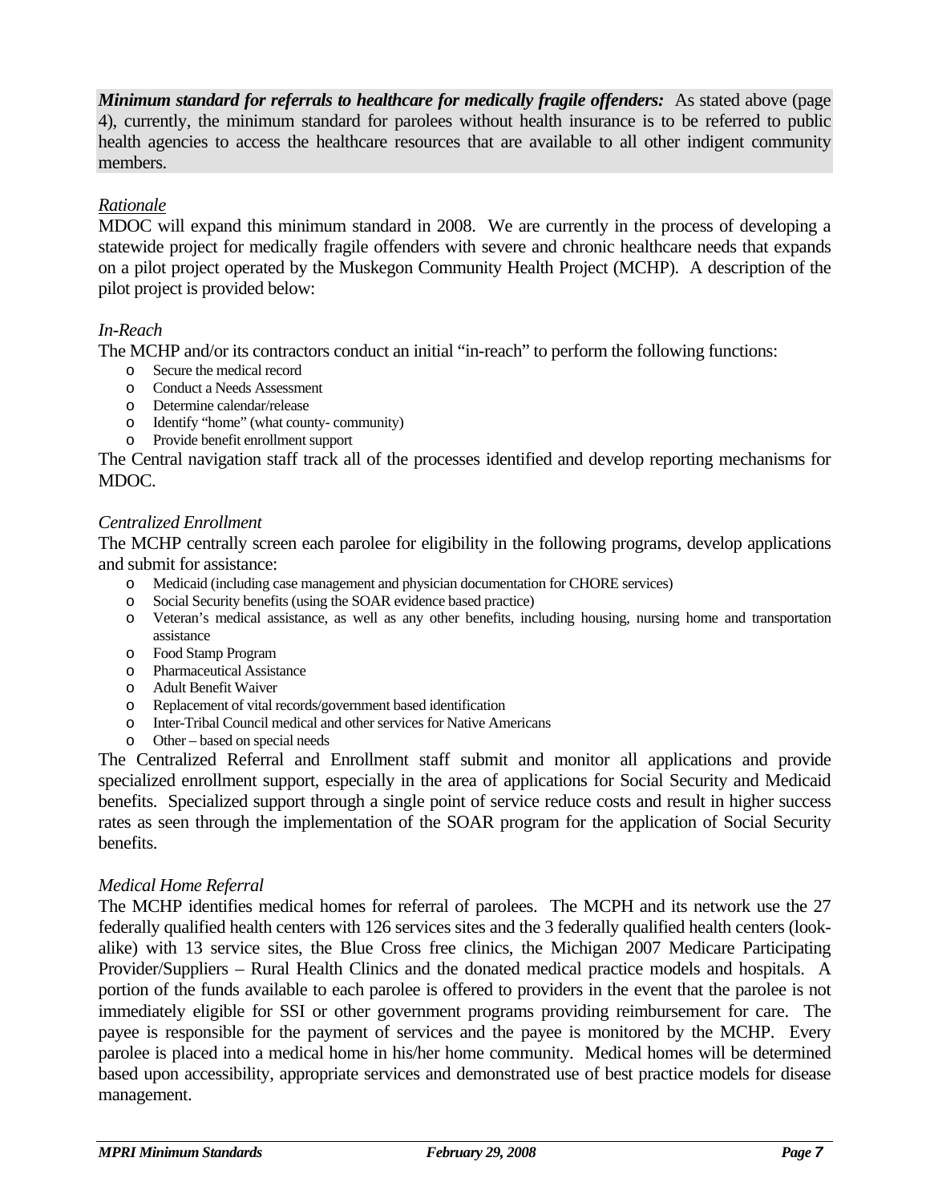***Minimum standard for referrals to healthcare for medically fragile offenders:*** As stated above (page 4), currently, the minimum standard for parolees without health insurance is to be referred to public health agencies to access the healthcare resources that are available to all other indigent community members.

*Rationale*

MDOC will expand this minimum standard in 2008. We are currently in the process of developing a statewide project for medically fragile offenders with severe and chronic healthcare needs that expands on a pilot project operated by the Muskegon Community Health Project (MCHP). A description of the pilot project is provided below:

*In-Reach*

The MCHP and/or its contractors conduct an initial "in-reach" to perform the following functions:

- Secure the medical record
- Conduct a Needs Assessment
- Determine calendar/release
- Identify "home" (what county- community)
- Provide benefit enrollment support

The Central navigation staff track all of the processes identified and develop reporting mechanisms for MDOC.

*Centralized Enrollment*

The MCHP centrally screen each parolee for eligibility in the following programs, develop applications and submit for assistance:

- Medicaid (including case management and physician documentation for CHORE services)
- Social Security benefits (using the SOAR evidence based practice)
- Veteran's medical assistance, as well as any other benefits, including housing, nursing home and transportation assistance
- Food Stamp Program
- Pharmaceutical Assistance
- Adult Benefit Waiver
- Replacement of vital records/government based identification
- Inter-Tribal Council medical and other services for Native Americans
- Other – based on special needs

The Centralized Referral and Enrollment staff submit and monitor all applications and provide specialized enrollment support, especially in the area of applications for Social Security and Medicaid benefits. Specialized support through a single point of service reduce costs and result in higher success rates as seen through the implementation of the SOAR program for the application of Social Security benefits.

*Medical Home Referral*

The MCHP identifies medical homes for referral of parolees. The MCPH and its network use the 27 federally qualified health centers with 126 services sites and the 3 federally qualified health centers (look-alike) with 13 service sites, the Blue Cross free clinics, the Michigan 2007 Medicare Participating Provider/Suppliers – Rural Health Clinics and the donated medical practice models and hospitals. A portion of the funds available to each parolee is offered to providers in the event that the parolee is not immediately eligible for SSI or other government programs providing reimbursement for care. The payee is responsible for the payment of services and the payee is monitored by the MCHP. Every parolee is placed into a medical home in his/her home community. Medical homes will be determined based upon accessibility, appropriate services and demonstrated use of best practice models for disease management.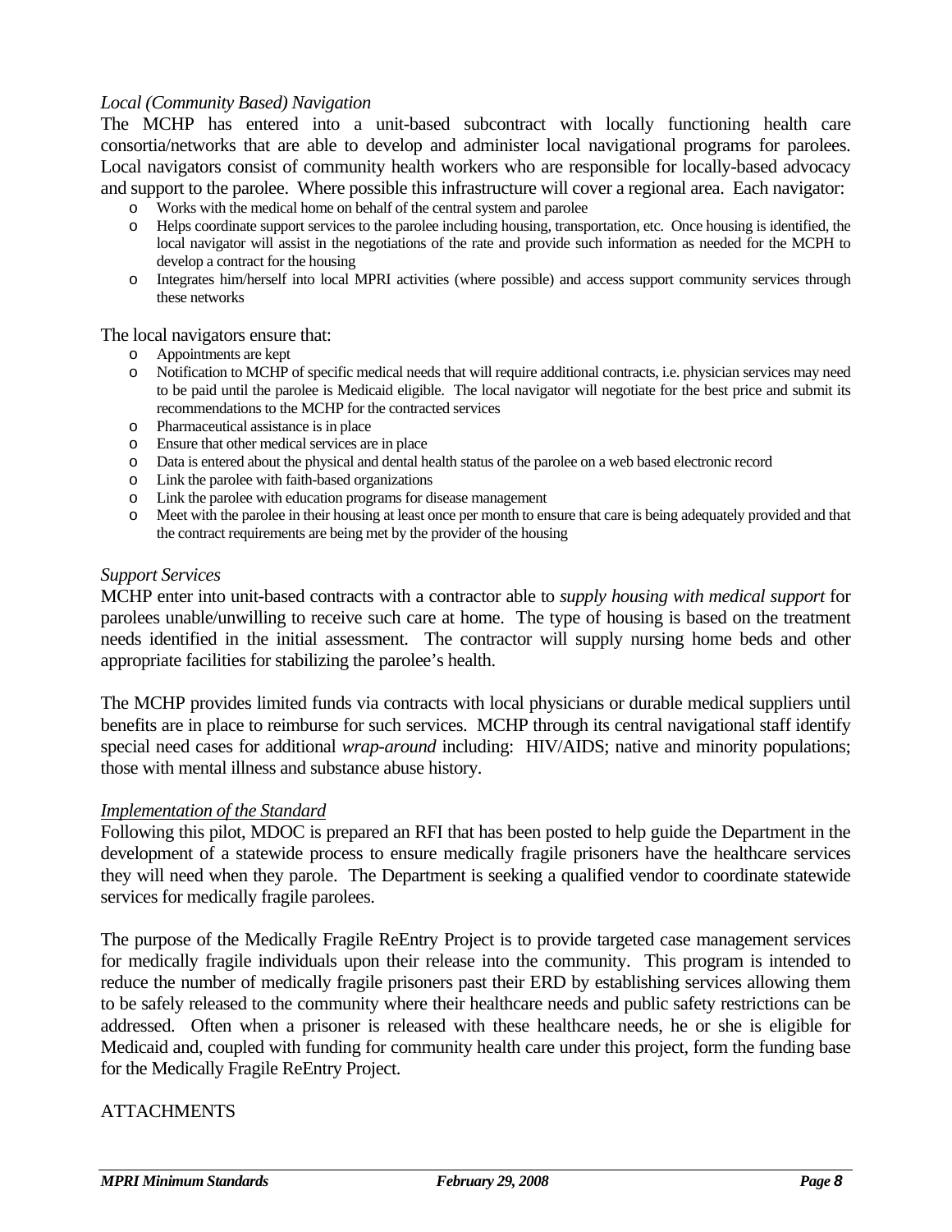*Local (Community Based) Navigation*

The MCHP has entered into a unit-based subcontract with locally functioning health care consortia/networks that are able to develop and administer local navigational programs for parolees. Local navigators consist of community health workers who are responsible for locally-based advocacy and support to the parolee. Where possible this infrastructure will cover a regional area. Each navigator:

- Works with the medical home on behalf of the central system and parolee
- Helps coordinate support services to the parolee including housing, transportation, etc. Once housing is identified, the local navigator will assist in the negotiations of the rate and provide such information as needed for the MCPH to develop a contract for the housing
- Integrates him/herself into local MPRI activities (where possible) and access support community services through these networks

The local navigators ensure that:

- Appointments are kept
- Notification to MCHP of specific medical needs that will require additional contracts, i.e. physician services may need to be paid until the parolee is Medicaid eligible. The local navigator will negotiate for the best price and submit its recommendations to the MCHP for the contracted services
- Pharmaceutical assistance is in place
- Ensure that other medical services are in place
- Data is entered about the physical and dental health status of the parolee on a web based electronic record
- Link the parolee with faith-based organizations
- Link the parolee with education programs for disease management
- Meet with the parolee in their housing at least once per month to ensure that care is being adequately provided and that the contract requirements are being met by the provider of the housing

*Support Services*

MCHP enter into unit-based contracts with a contractor able to *supply housing with medical support* for parolees unable/unwilling to receive such care at home. The type of housing is based on the treatment needs identified in the initial assessment. The contractor will supply nursing home beds and other appropriate facilities for stabilizing the parolee's health.

The MCHP provides limited funds via contracts with local physicians or durable medical suppliers until benefits are in place to reimburse for such services. MCHP through its central navigational staff identify special need cases for additional *wrap-around* including: HIV/AIDS; native and minority populations; those with mental illness and substance abuse history.

*Implementation of the Standard*

Following this pilot, MDOC is prepared an RFI that has been posted to help guide the Department in the development of a statewide process to ensure medically fragile prisoners have the healthcare services they will need when they parole. The Department is seeking a qualified vendor to coordinate statewide services for medically fragile parolees.

The purpose of the Medically Fragile ReEntry Project is to provide targeted case management services for medically fragile individuals upon their release into the community. This program is intended to reduce the number of medically fragile prisoners past their ERD by establishing services allowing them to be safely released to the community where their healthcare needs and public safety restrictions can be addressed. Often when a prisoner is released with these healthcare needs, he or she is eligible for Medicaid and, coupled with funding for community health care under this project, form the funding base for the Medically Fragile ReEntry Project.

ATTACHMENTS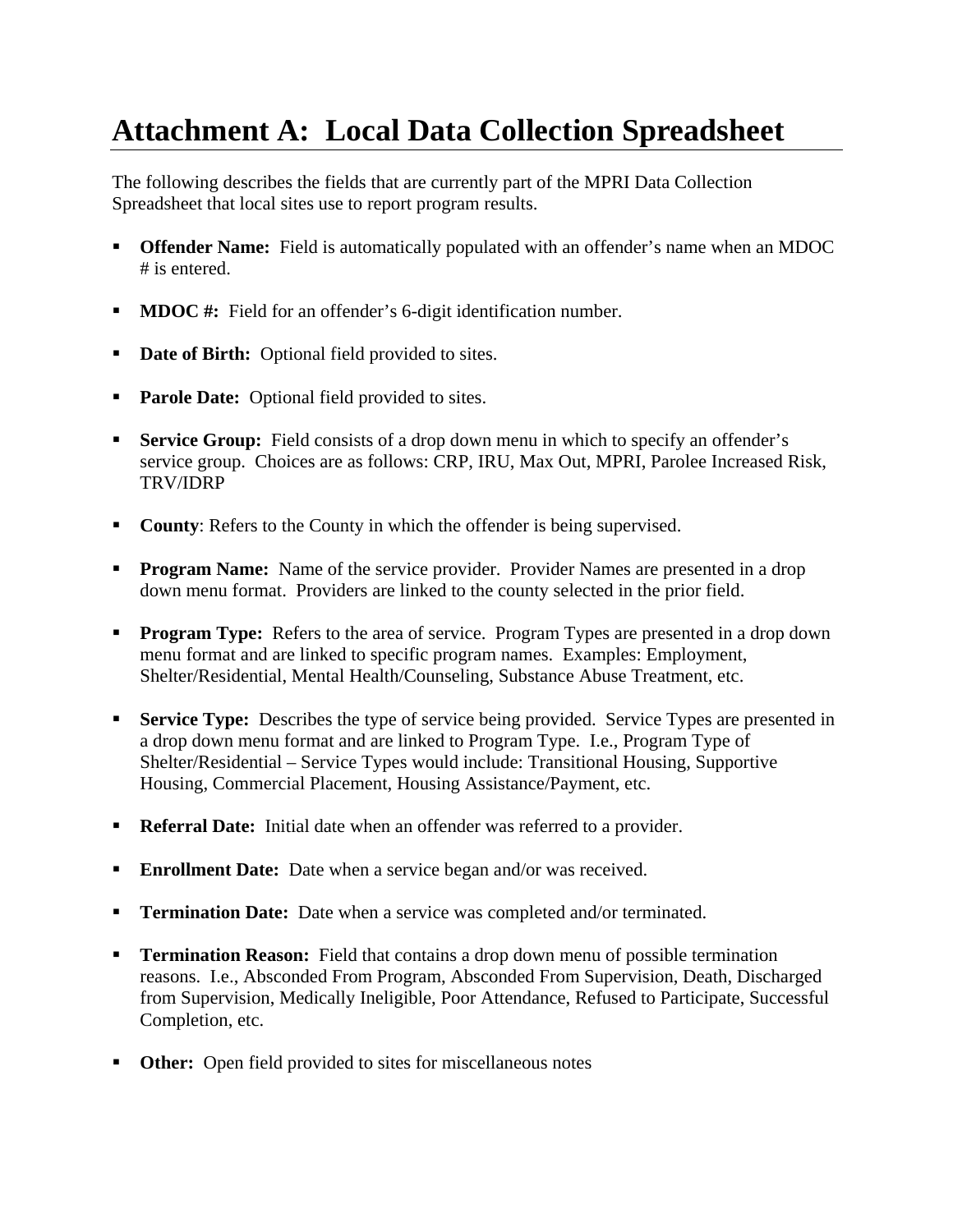# Attachment A: Local Data Collection Spreadsheet

The following describes the fields that are currently part of the MPRI Data Collection Spreadsheet that local sites use to report program results.

- **Offender Name:** Field is automatically populated with an offender's name when an MDOC # is entered.
- **MDOC #:** Field for an offender's 6-digit identification number.
- **Date of Birth:** Optional field provided to sites.
- **Parole Date:** Optional field provided to sites.
- **Service Group:** Field consists of a drop down menu in which to specify an offender's service group. Choices are as follows: CRP, IRU, Max Out, MPRI, Parolee Increased Risk, TRV/IDRP
- **County**: Refers to the County in which the offender is being supervised.
- **Program Name:** Name of the service provider. Provider Names are presented in a drop down menu format. Providers are linked to the county selected in the prior field.
- **Program Type:** Refers to the area of service. Program Types are presented in a drop down menu format and are linked to specific program names. Examples: Employment, Shelter/Residential, Mental Health/Counseling, Substance Abuse Treatment, etc.
- **Service Type:** Describes the type of service being provided. Service Types are presented in a drop down menu format and are linked to Program Type. I.e., Program Type of Shelter/Residential – Service Types would include: Transitional Housing, Supportive Housing, Commercial Placement, Housing Assistance/Payment, etc.
- **Referral Date:** Initial date when an offender was referred to a provider.
- **Enrollment Date:** Date when a service began and/or was received.
- **Termination Date:** Date when a service was completed and/or terminated.
- **Termination Reason:** Field that contains a drop down menu of possible termination reasons. I.e., Absconded From Program, Absconded From Supervision, Death, Discharged from Supervision, Medically Ineligible, Poor Attendance, Refused to Participate, Successful Completion, etc.
- **Other:** Open field provided to sites for miscellaneous notes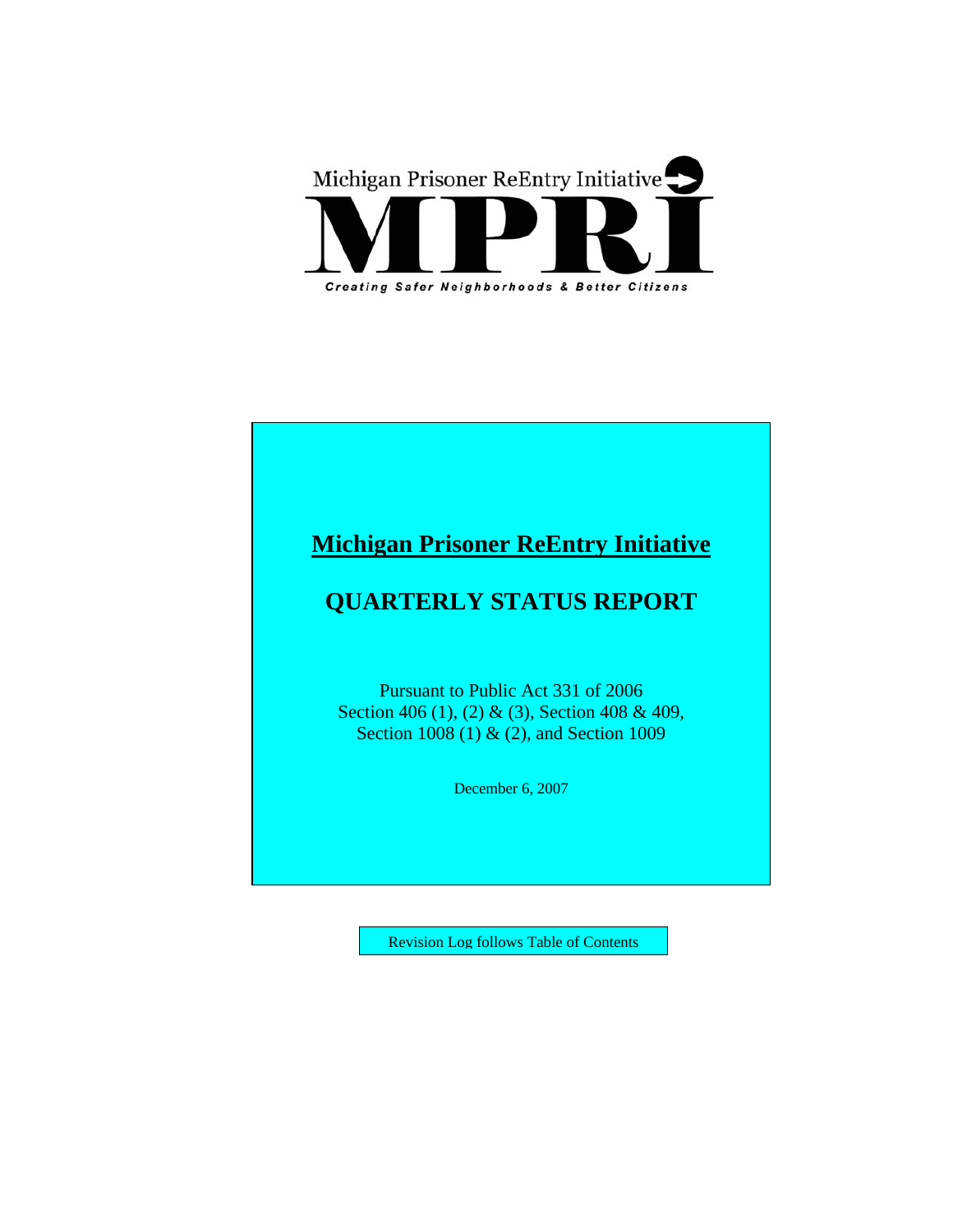Michigan Prisoner ReEntry Initiative

# MPRI

*Creating Safer Neighborhoods & Better Citizens*

## Michigan Prisoner ReEntry Initiative

## QUARTERLY STATUS REPORT

Pursuant to Public Act 331 of 2006
Section 406 (1), (2) & (3), Section 408 & 409,
Section 1008 (1) & (2), and Section 1009

December 6, 2007

Revision Log follows Table of Contents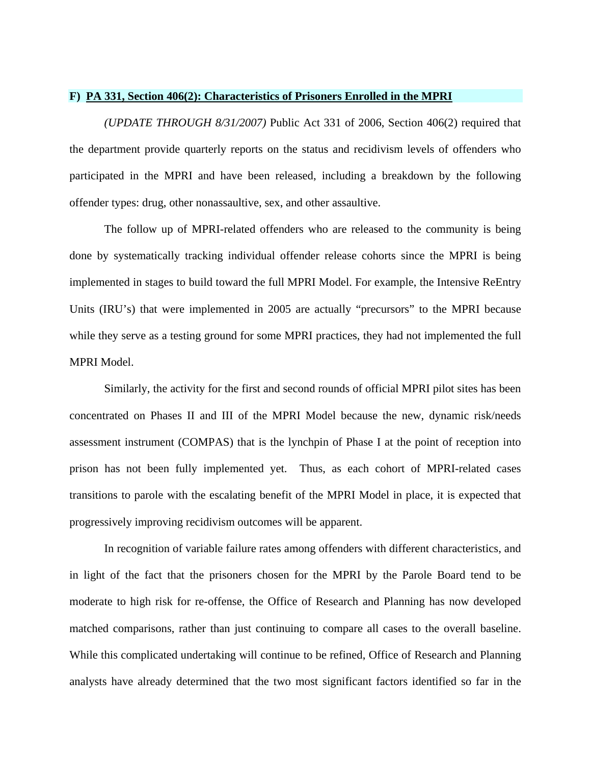## F) PA 331, Section 406(2): Characteristics of Prisoners Enrolled in the MPRI

*(UPDATE THROUGH 8/31/2007)* Public Act 331 of 2006, Section 406(2) required that the department provide quarterly reports on the status and recidivism levels of offenders who participated in the MPRI and have been released, including a breakdown by the following offender types: drug, other nonassaultive, sex, and other assaultive.

The follow up of MPRI-related offenders who are released to the community is being done by systematically tracking individual offender release cohorts since the MPRI is being implemented in stages to build toward the full MPRI Model. For example, the Intensive ReEntry Units (IRU's) that were implemented in 2005 are actually "precursors" to the MPRI because while they serve as a testing ground for some MPRI practices, they had not implemented the full MPRI Model.

Similarly, the activity for the first and second rounds of official MPRI pilot sites has been concentrated on Phases II and III of the MPRI Model because the new, dynamic risk/needs assessment instrument (COMPAS) that is the lynchpin of Phase I at the point of reception into prison has not been fully implemented yet. Thus, as each cohort of MPRI-related cases transitions to parole with the escalating benefit of the MPRI Model in place, it is expected that progressively improving recidivism outcomes will be apparent.

In recognition of variable failure rates among offenders with different characteristics, and in light of the fact that the prisoners chosen for the MPRI by the Parole Board tend to be moderate to high risk for re-offense, the Office of Research and Planning has now developed matched comparisons, rather than just continuing to compare all cases to the overall baseline. While this complicated undertaking will continue to be refined, Office of Research and Planning analysts have already determined that the two most significant factors identified so far in the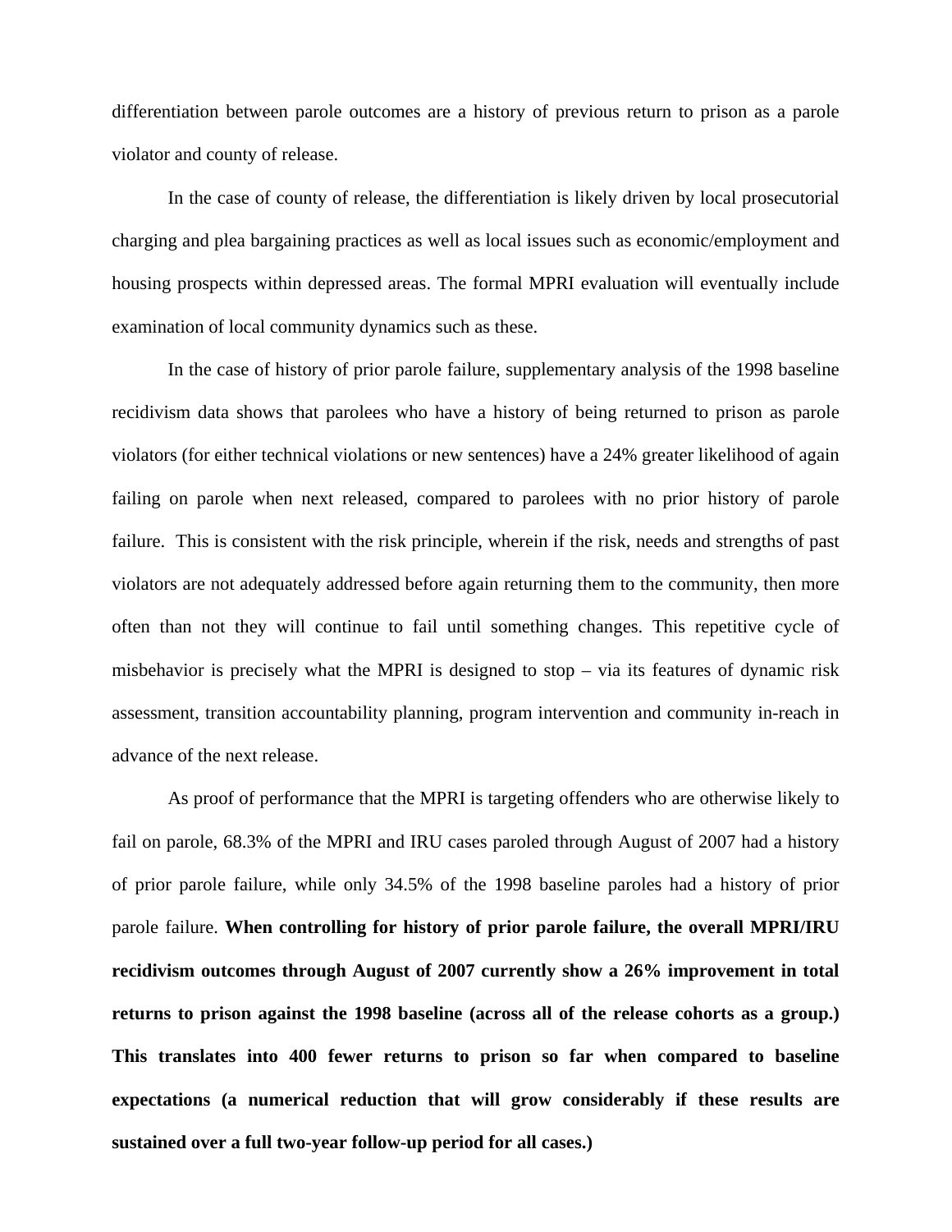differentiation between parole outcomes are a history of previous return to prison as a parole violator and county of release.

In the case of county of release, the differentiation is likely driven by local prosecutorial charging and plea bargaining practices as well as local issues such as economic/employment and housing prospects within depressed areas. The formal MPRI evaluation will eventually include examination of local community dynamics such as these.

In the case of history of prior parole failure, supplementary analysis of the 1998 baseline recidivism data shows that parolees who have a history of being returned to prison as parole violators (for either technical violations or new sentences) have a 24% greater likelihood of again failing on parole when next released, compared to parolees with no prior history of parole failure. This is consistent with the risk principle, wherein if the risk, needs and strengths of past violators are not adequately addressed before again returning them to the community, then more often than not they will continue to fail until something changes. This repetitive cycle of misbehavior is precisely what the MPRI is designed to stop – via its features of dynamic risk assessment, transition accountability planning, program intervention and community in-reach in advance of the next release.

As proof of performance that the MPRI is targeting offenders who are otherwise likely to fail on parole, 68.3% of the MPRI and IRU cases paroled through August of 2007 had a history of prior parole failure, while only 34.5% of the 1998 baseline paroles had a history of prior parole failure. **When controlling for history of prior parole failure, the overall MPRI/IRU recidivism outcomes through August of 2007 currently show a 26% improvement in total returns to prison against the 1998 baseline (across all of the release cohorts as a group.) This translates into 400 fewer returns to prison so far when compared to baseline expectations (a numerical reduction that will grow considerably if these results are sustained over a full two-year follow-up period for all cases.)**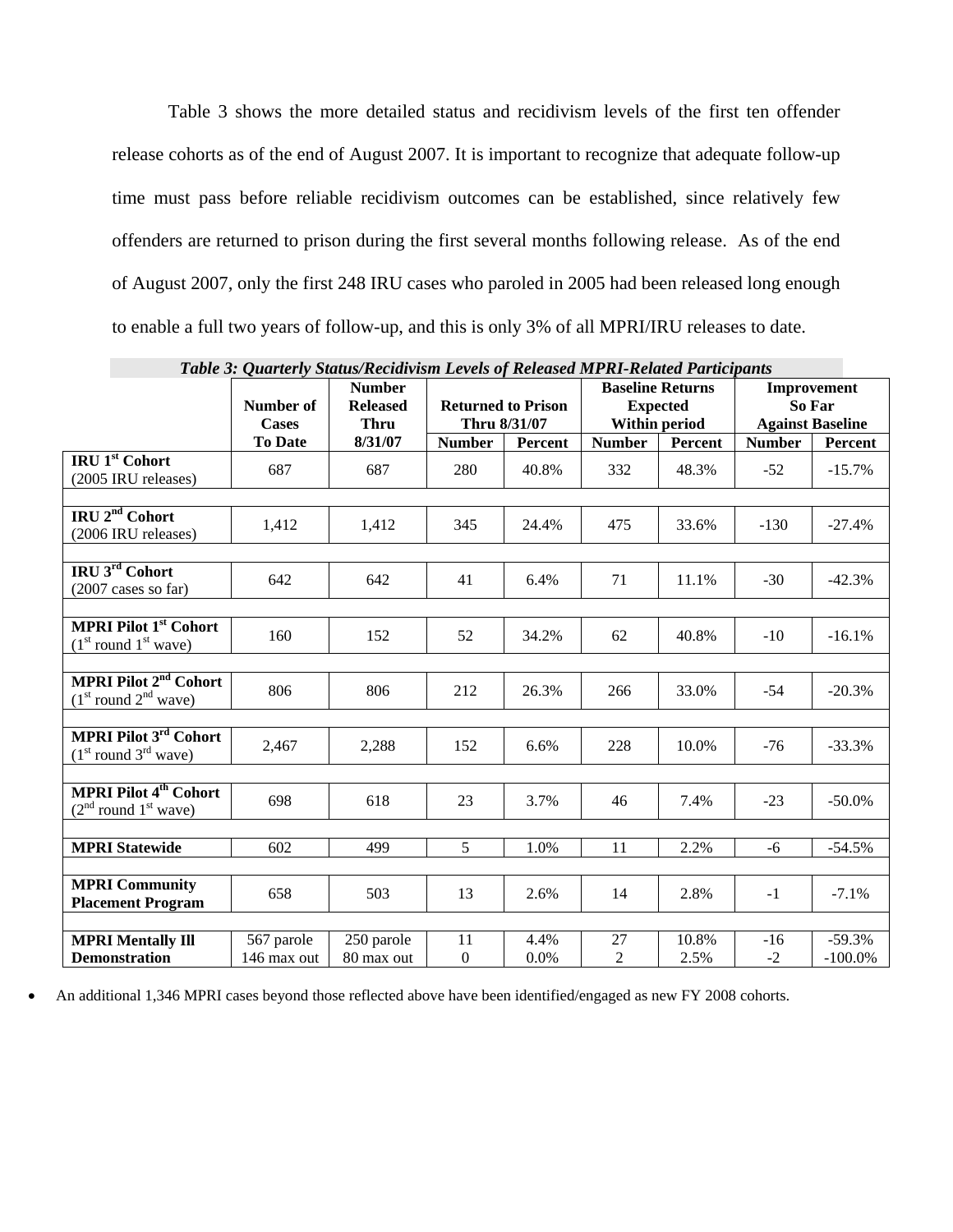Table 3 shows the more detailed status and recidivism levels of the first ten offender release cohorts as of the end of August 2007. It is important to recognize that adequate follow-up time must pass before reliable recidivism outcomes can be established, since relatively few offenders are returned to prison during the first several months following release. As of the end of August 2007, only the first 248 IRU cases who paroled in 2005 had been released long enough to enable a full two years of follow-up, and this is only 3% of all MPRI/IRU releases to date.

***Table 3: Quarterly Status/Recidivism Levels of Released MPRI-Related Participants***

| | Number of Cases To Date | Number Released Thru 8/31/07 | Returned to Prison Thru 8/31/07 | | Baseline Returns Expected Within period | | Improvement So Far Against Baseline | |
|---|---|---|---|---|---|---|---|---|
| | | | Number | Percent | Number | Percent | Number | Percent |
| **IRU 1st Cohort** (2005 IRU releases) | 687 | 687 | 280 | 40.8% | 332 | 48.3% | -52 | -15.7% |
| **IRU 2nd Cohort** (2006 IRU releases) | 1,412 | 1,412 | 345 | 24.4% | 475 | 33.6% | -130 | -27.4% |
| **IRU 3rd Cohort** (2007 cases so far) | 642 | 642 | 41 | 6.4% | 71 | 11.1% | -30 | -42.3% |
| **MPRI Pilot 1st Cohort** (1st round 1st wave) | 160 | 152 | 52 | 34.2% | 62 | 40.8% | -10 | -16.1% |
| **MPRI Pilot 2nd Cohort** (1st round 2nd wave) | 806 | 806 | 212 | 26.3% | 266 | 33.0% | -54 | -20.3% |
| **MPRI Pilot 3rd Cohort** (1st round 3rd wave) | 2,467 | 2,288 | 152 | 6.6% | 228 | 10.0% | -76 | -33.3% |
| **MPRI Pilot 4th Cohort** (2nd round 1st wave) | 698 | 618 | 23 | 3.7% | 46 | 7.4% | -23 | -50.0% |
| **MPRI Statewide** | 602 | 499 | 5 | 1.0% | 11 | 2.2% | -6 | -54.5% |
| **MPRI Community Placement Program** | 658 | 503 | 13 | 2.6% | 14 | 2.8% | -1 | -7.1% |
| **MPRI Mentally Ill Demonstration** | 567 parole<br>146 max out | 250 parole<br>80 max out | 11<br>0 | 4.4%<br>0.0% | 27<br>2 | 10.8%<br>2.5% | -16<br>-2 | -59.3%<br>-100.0% |

- An additional 1,346 MPRI cases beyond those reflected above have been identified/engaged as new FY 2008 cohorts.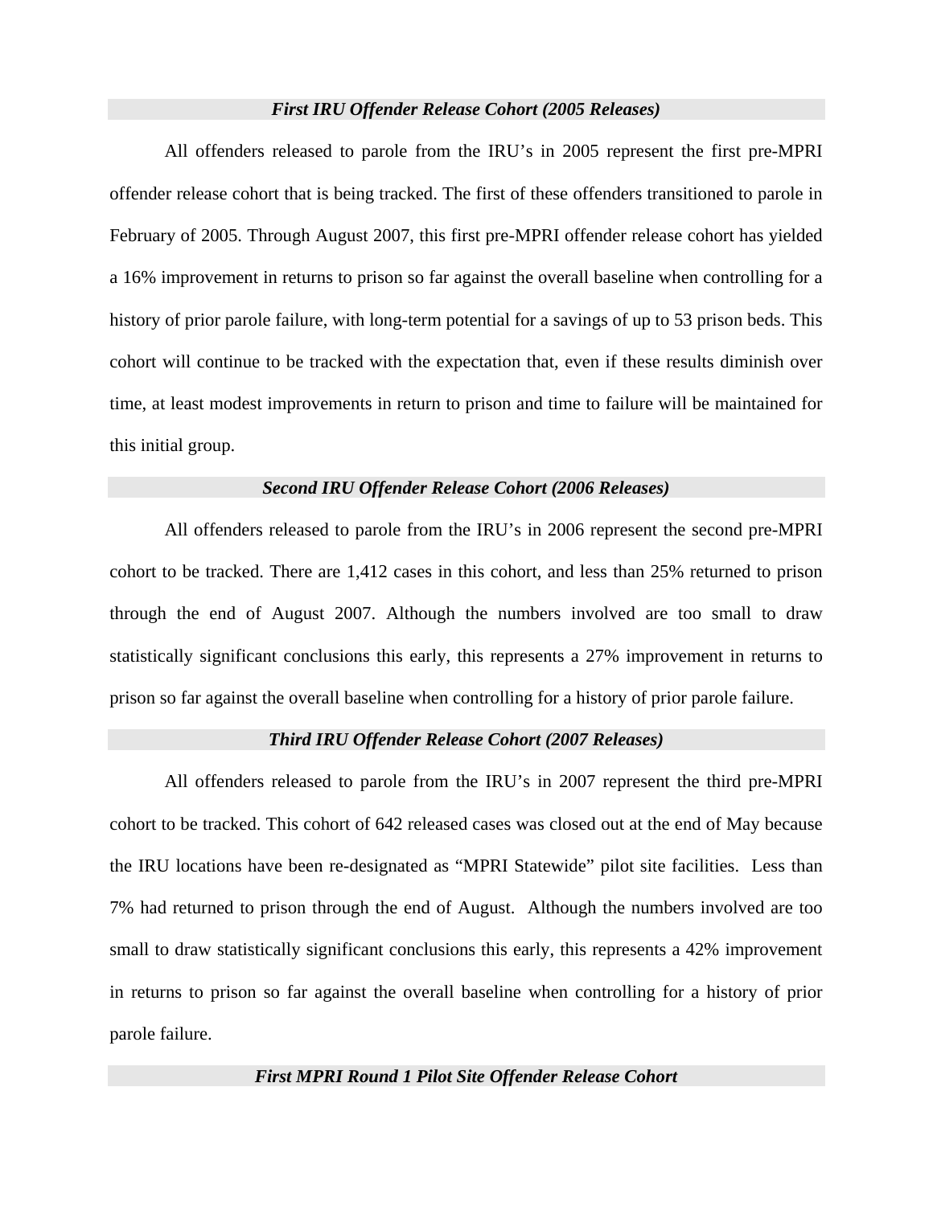### *First IRU Offender Release Cohort (2005 Releases)*

All offenders released to parole from the IRU's in 2005 represent the first pre-MPRI offender release cohort that is being tracked. The first of these offenders transitioned to parole in February of 2005. Through August 2007, this first pre-MPRI offender release cohort has yielded a 16% improvement in returns to prison so far against the overall baseline when controlling for a history of prior parole failure, with long-term potential for a savings of up to 53 prison beds. This cohort will continue to be tracked with the expectation that, even if these results diminish over time, at least modest improvements in return to prison and time to failure will be maintained for this initial group.

### *Second IRU Offender Release Cohort (2006 Releases)*

All offenders released to parole from the IRU's in 2006 represent the second pre-MPRI cohort to be tracked. There are 1,412 cases in this cohort, and less than 25% returned to prison through the end of August 2007. Although the numbers involved are too small to draw statistically significant conclusions this early, this represents a 27% improvement in returns to prison so far against the overall baseline when controlling for a history of prior parole failure.

### *Third IRU Offender Release Cohort (2007 Releases)*

All offenders released to parole from the IRU's in 2007 represent the third pre-MPRI cohort to be tracked. This cohort of 642 released cases was closed out at the end of May because the IRU locations have been re-designated as "MPRI Statewide" pilot site facilities. Less than 7% had returned to prison through the end of August. Although the numbers involved are too small to draw statistically significant conclusions this early, this represents a 42% improvement in returns to prison so far against the overall baseline when controlling for a history of prior parole failure.

### *First MPRI Round 1 Pilot Site Offender Release Cohort*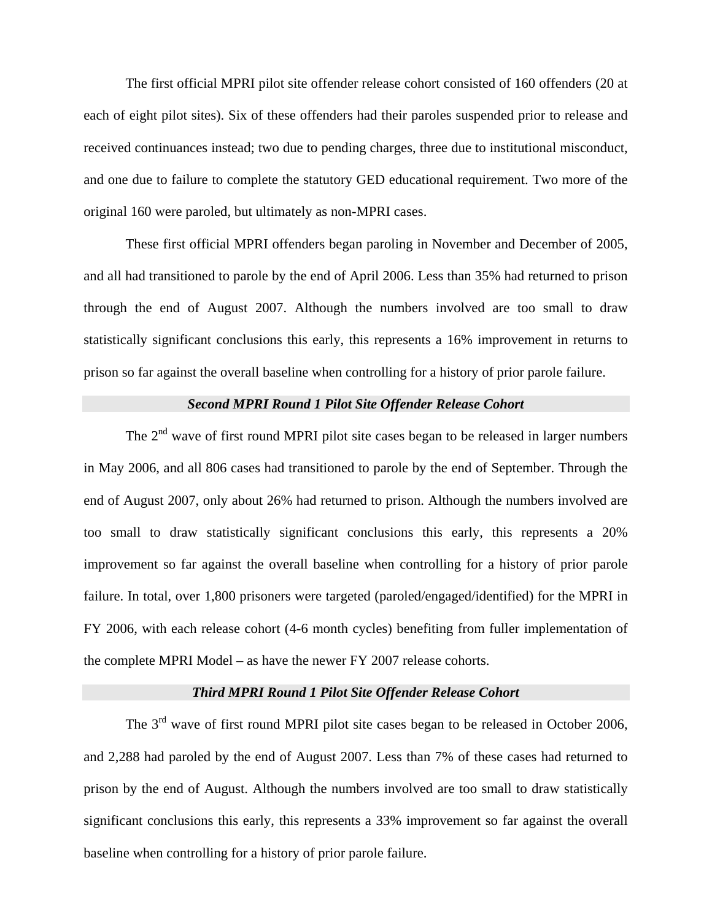The first official MPRI pilot site offender release cohort consisted of 160 offenders (20 at each of eight pilot sites). Six of these offenders had their paroles suspended prior to release and received continuances instead; two due to pending charges, three due to institutional misconduct, and one due to failure to complete the statutory GED educational requirement. Two more of the original 160 were paroled, but ultimately as non-MPRI cases.

These first official MPRI offenders began paroling in November and December of 2005, and all had transitioned to parole by the end of April 2006. Less than 35% had returned to prison through the end of August 2007. Although the numbers involved are too small to draw statistically significant conclusions this early, this represents a 16% improvement in returns to prison so far against the overall baseline when controlling for a history of prior parole failure.

### *Second MPRI Round 1 Pilot Site Offender Release Cohort*

The 2nd wave of first round MPRI pilot site cases began to be released in larger numbers in May 2006, and all 806 cases had transitioned to parole by the end of September. Through the end of August 2007, only about 26% had returned to prison. Although the numbers involved are too small to draw statistically significant conclusions this early, this represents a 20% improvement so far against the overall baseline when controlling for a history of prior parole failure. In total, over 1,800 prisoners were targeted (paroled/engaged/identified) for the MPRI in FY 2006, with each release cohort (4-6 month cycles) benefiting from fuller implementation of the complete MPRI Model – as have the newer FY 2007 release cohorts.

### *Third MPRI Round 1 Pilot Site Offender Release Cohort*

The 3rd wave of first round MPRI pilot site cases began to be released in October 2006, and 2,288 had paroled by the end of August 2007. Less than 7% of these cases had returned to prison by the end of August. Although the numbers involved are too small to draw statistically significant conclusions this early, this represents a 33% improvement so far against the overall baseline when controlling for a history of prior parole failure.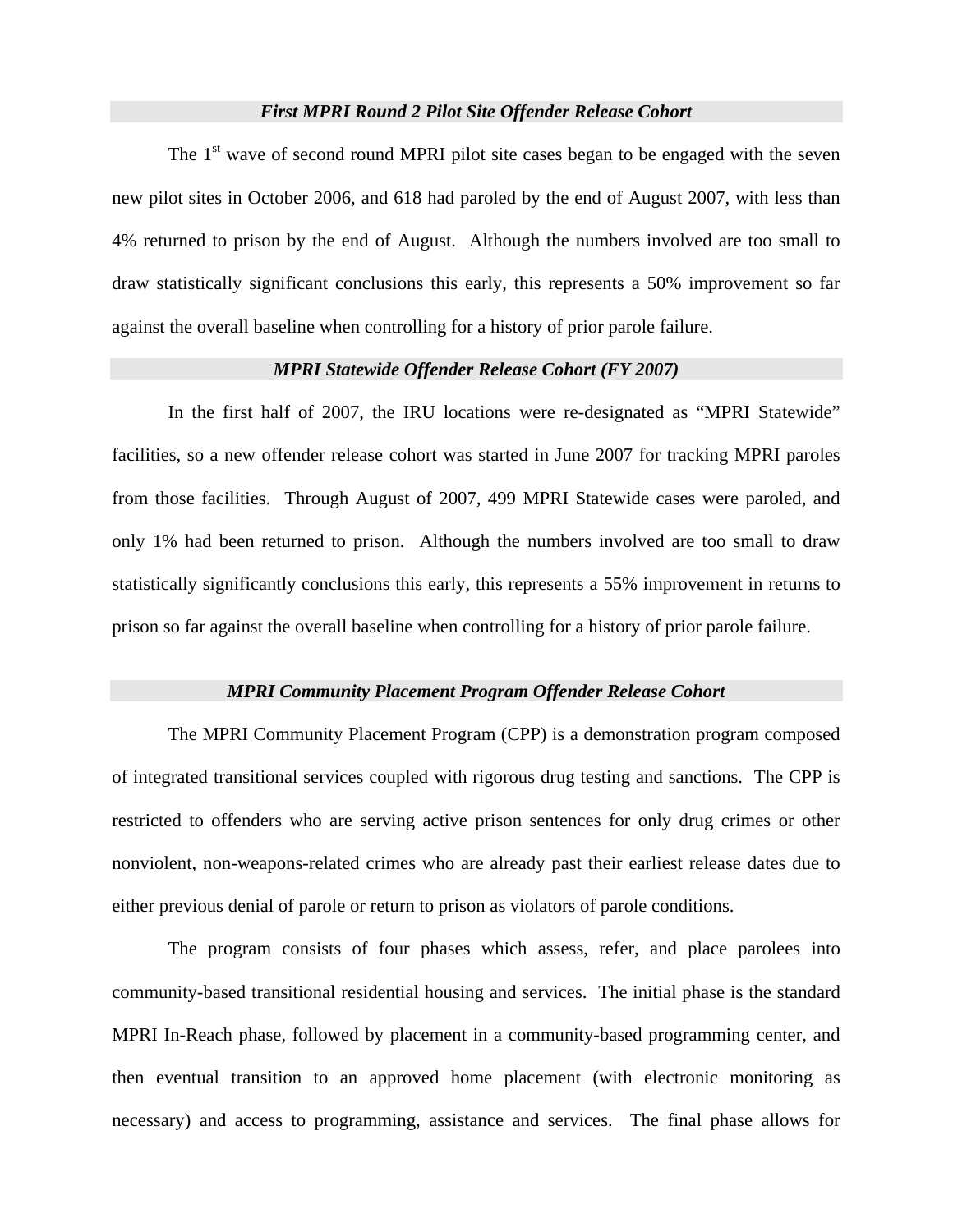### *First MPRI Round 2 Pilot Site Offender Release Cohort*

The 1st wave of second round MPRI pilot site cases began to be engaged with the seven new pilot sites in October 2006, and 618 had paroled by the end of August 2007, with less than 4% returned to prison by the end of August. Although the numbers involved are too small to draw statistically significant conclusions this early, this represents a 50% improvement so far against the overall baseline when controlling for a history of prior parole failure.

### *MPRI Statewide Offender Release Cohort (FY 2007)*

In the first half of 2007, the IRU locations were re-designated as "MPRI Statewide" facilities, so a new offender release cohort was started in June 2007 for tracking MPRI paroles from those facilities. Through August of 2007, 499 MPRI Statewide cases were paroled, and only 1% had been returned to prison. Although the numbers involved are too small to draw statistically significantly conclusions this early, this represents a 55% improvement in returns to prison so far against the overall baseline when controlling for a history of prior parole failure.

### *MPRI Community Placement Program Offender Release Cohort*

The MPRI Community Placement Program (CPP) is a demonstration program composed of integrated transitional services coupled with rigorous drug testing and sanctions. The CPP is restricted to offenders who are serving active prison sentences for only drug crimes or other nonviolent, non-weapons-related crimes who are already past their earliest release dates due to either previous denial of parole or return to prison as violators of parole conditions.

The program consists of four phases which assess, refer, and place parolees into community-based transitional residential housing and services. The initial phase is the standard MPRI In-Reach phase, followed by placement in a community-based programming center, and then eventual transition to an approved home placement (with electronic monitoring as necessary) and access to programming, assistance and services. The final phase allows for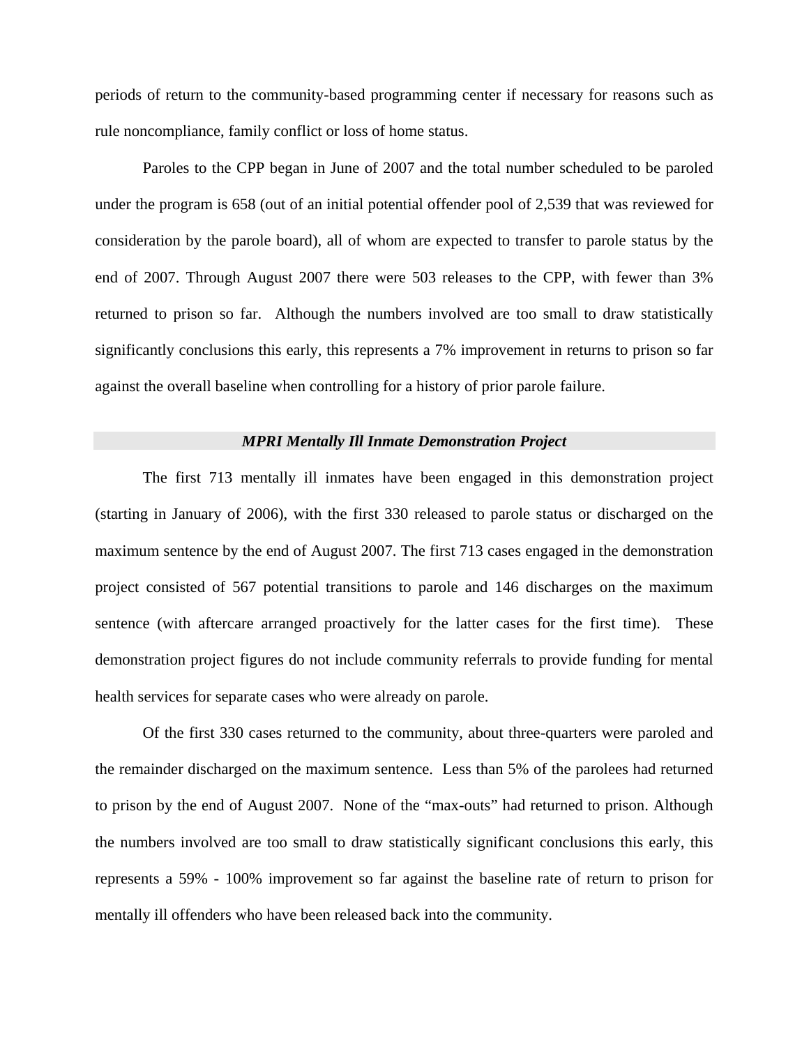periods of return to the community-based programming center if necessary for reasons such as rule noncompliance, family conflict or loss of home status.

Paroles to the CPP began in June of 2007 and the total number scheduled to be paroled under the program is 658 (out of an initial potential offender pool of 2,539 that was reviewed for consideration by the parole board), all of whom are expected to transfer to parole status by the end of 2007. Through August 2007 there were 503 releases to the CPP, with fewer than 3% returned to prison so far. Although the numbers involved are too small to draw statistically significantly conclusions this early, this represents a 7% improvement in returns to prison so far against the overall baseline when controlling for a history of prior parole failure.

### *MPRI Mentally Ill Inmate Demonstration Project*

The first 713 mentally ill inmates have been engaged in this demonstration project (starting in January of 2006), with the first 330 released to parole status or discharged on the maximum sentence by the end of August 2007. The first 713 cases engaged in the demonstration project consisted of 567 potential transitions to parole and 146 discharges on the maximum sentence (with aftercare arranged proactively for the latter cases for the first time). These demonstration project figures do not include community referrals to provide funding for mental health services for separate cases who were already on parole.

Of the first 330 cases returned to the community, about three-quarters were paroled and the remainder discharged on the maximum sentence. Less than 5% of the parolees had returned to prison by the end of August 2007. None of the "max-outs" had returned to prison. Although the numbers involved are too small to draw statistically significant conclusions this early, this represents a 59% - 100% improvement so far against the baseline rate of return to prison for mentally ill offenders who have been released back into the community.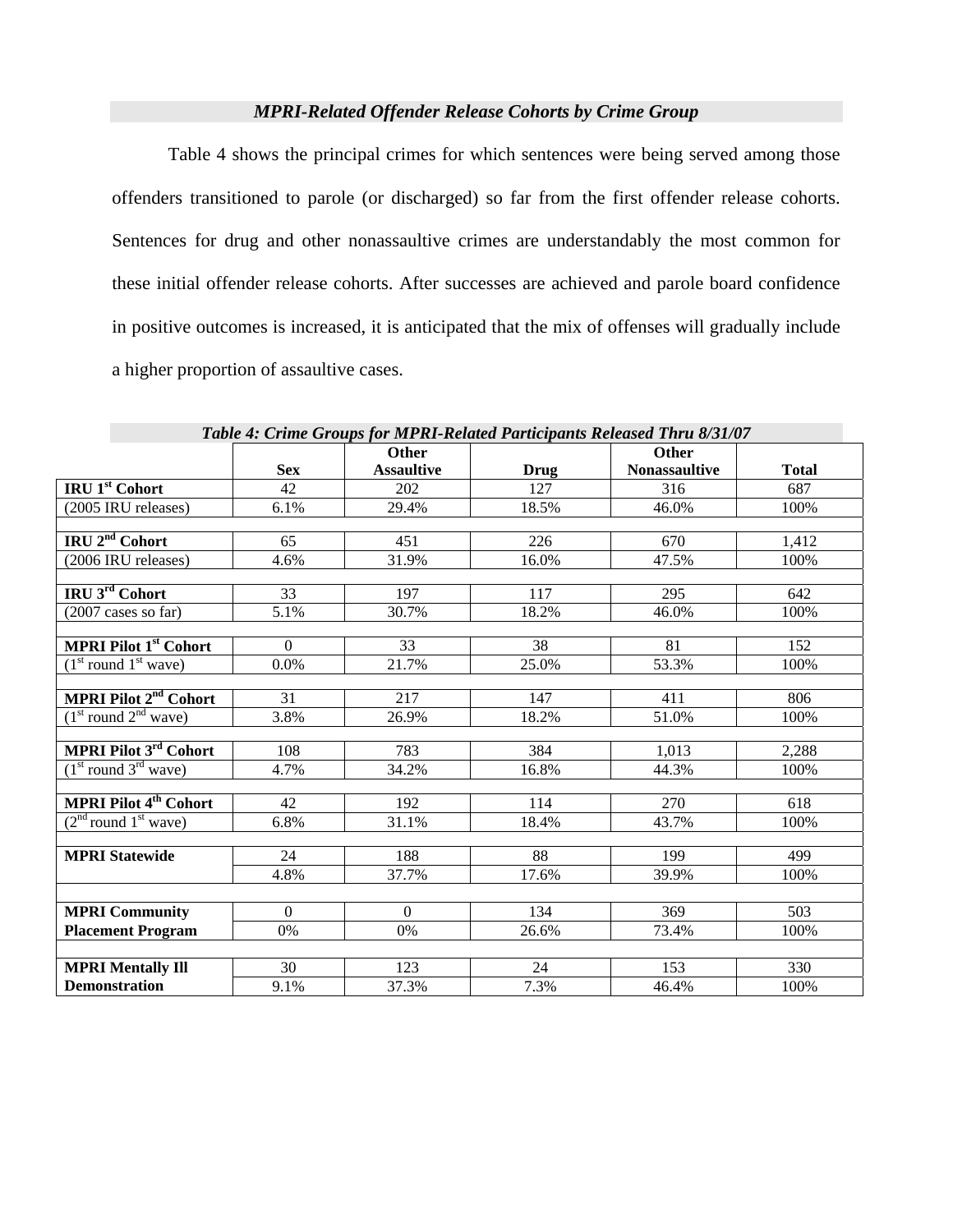### *MPRI-Related Offender Release Cohorts by Crime Group*

Table 4 shows the principal crimes for which sentences were being served among those offenders transitioned to parole (or discharged) so far from the first offender release cohorts. Sentences for drug and other nonassaultive crimes are understandably the most common for these initial offender release cohorts. After successes are achieved and parole board confidence in positive outcomes is increased, it is anticipated that the mix of offenses will gradually include a higher proportion of assaultive cases.

***Table 4: Crime Groups for MPRI-Related Participants Released Thru 8/31/07***

| | Sex | Other Assaultive | Drug | Other Nonassaultive | Total |
|---|---|---|---|---|---|
| **IRU 1st Cohort** | 42 | 202 | 127 | 316 | 687 |
| (2005 IRU releases) | 6.1% | 29.4% | 18.5% | 46.0% | 100% |
| **IRU 2nd Cohort** | 65 | 451 | 226 | 670 | 1,412 |
| (2006 IRU releases) | 4.6% | 31.9% | 16.0% | 47.5% | 100% |
| **IRU 3rd Cohort** | 33 | 197 | 117 | 295 | 642 |
| (2007 cases so far) | 5.1% | 30.7% | 18.2% | 46.0% | 100% |
| **MPRI Pilot 1st Cohort** | 0 | 33 | 38 | 81 | 152 |
| (1st round 1st wave) | 0.0% | 21.7% | 25.0% | 53.3% | 100% |
| **MPRI Pilot 2nd Cohort** | 31 | 217 | 147 | 411 | 806 |
| (1st round 2nd wave) | 3.8% | 26.9% | 18.2% | 51.0% | 100% |
| **MPRI Pilot 3rd Cohort** | 108 | 783 | 384 | 1,013 | 2,288 |
| (1st round 3rd wave) | 4.7% | 34.2% | 16.8% | 44.3% | 100% |
| **MPRI Pilot 4th Cohort** | 42 | 192 | 114 | 270 | 618 |
| (2nd round 1st wave) | 6.8% | 31.1% | 18.4% | 43.7% | 100% |
| **MPRI Statewide** | 24 | 188 | 88 | 199 | 499 |
| | 4.8% | 37.7% | 17.6% | 39.9% | 100% |
| **MPRI Community Placement Program** | 0 | 0 | 134 | 369 | 503 |
| | 0% | 0% | 26.6% | 73.4% | 100% |
| **MPRI Mentally Ill Demonstration** | 30 | 123 | 24 | 153 | 330 |
| | 9.1% | 37.3% | 7.3% | 46.4% | 100% |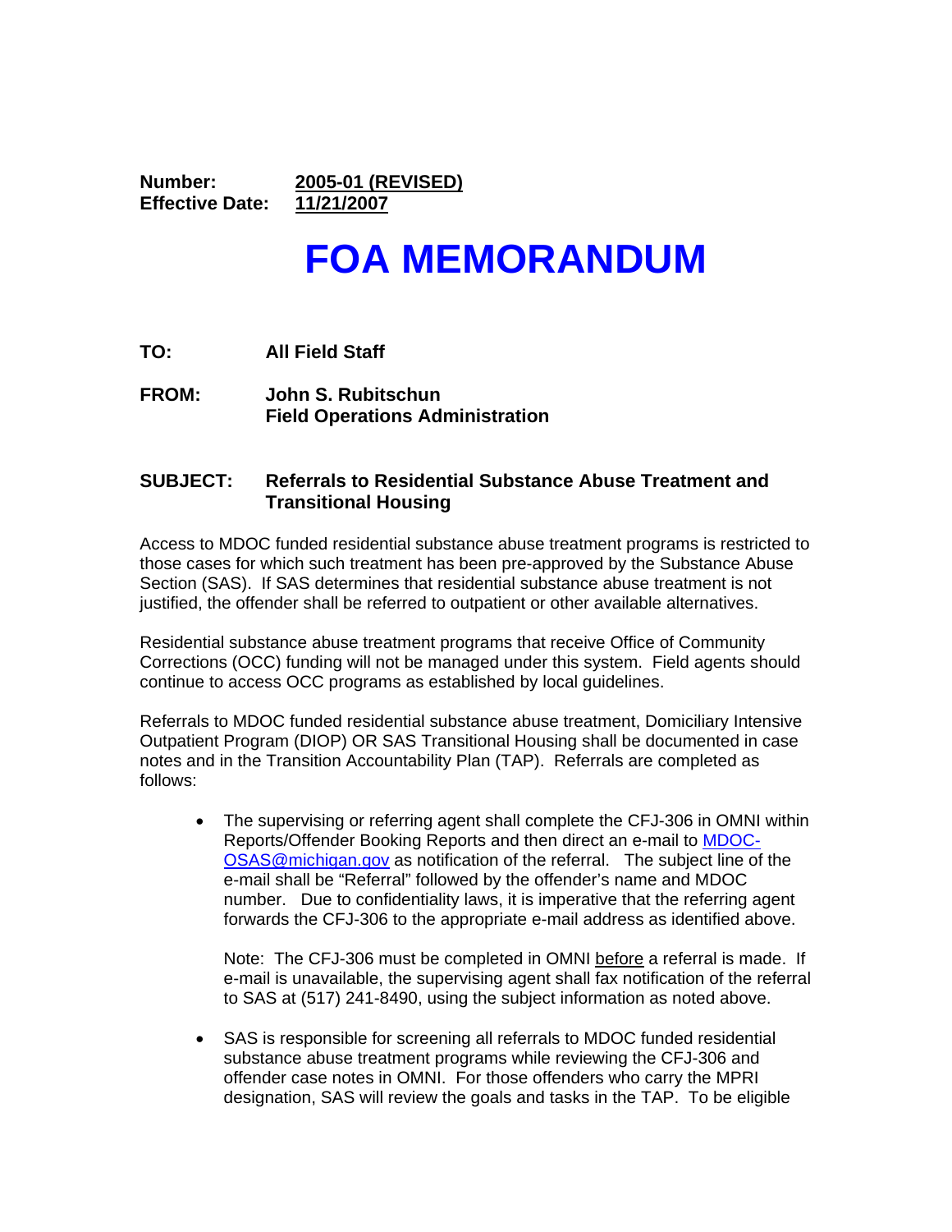**Number:** <u>**2005-01 (REVISED)**</u>
**Effective Date:** <u>**11/21/2007**</u>

# FOA MEMORANDUM

**TO:** **All Field Staff**

**FROM:** **John S. Rubitschun**
**Field Operations Administration**

**SUBJECT:** **Referrals to Residential Substance Abuse Treatment and Transitional Housing**

Access to MDOC funded residential substance abuse treatment programs is restricted to those cases for which such treatment has been pre-approved by the Substance Abuse Section (SAS). If SAS determines that residential substance abuse treatment is not justified, the offender shall be referred to outpatient or other available alternatives.

Residential substance abuse treatment programs that receive Office of Community Corrections (OCC) funding will not be managed under this system. Field agents should continue to access OCC programs as established by local guidelines.

Referrals to MDOC funded residential substance abuse treatment, Domiciliary Intensive Outpatient Program (DIOP) OR SAS Transitional Housing shall be documented in case notes and in the Transition Accountability Plan (TAP). Referrals are completed as follows:

- The supervising or referring agent shall complete the CFJ-306 in OMNI within Reports/Offender Booking Reports and then direct an e-mail to MDOC-OSAS@michigan.gov as notification of the referral. The subject line of the e-mail shall be "Referral" followed by the offender's name and MDOC number. Due to confidentiality laws, it is imperative that the referring agent forwards the CFJ-306 to the appropriate e-mail address as identified above.

  Note: The CFJ-306 must be completed in OMNI <u>before</u> a referral is made. If e-mail is unavailable, the supervising agent shall fax notification of the referral to SAS at (517) 241-8490, using the subject information as noted above.

- SAS is responsible for screening all referrals to MDOC funded residential substance abuse treatment programs while reviewing the CFJ-306 and offender case notes in OMNI. For those offenders who carry the MPRI designation, SAS will review the goals and tasks in the TAP. To be eligible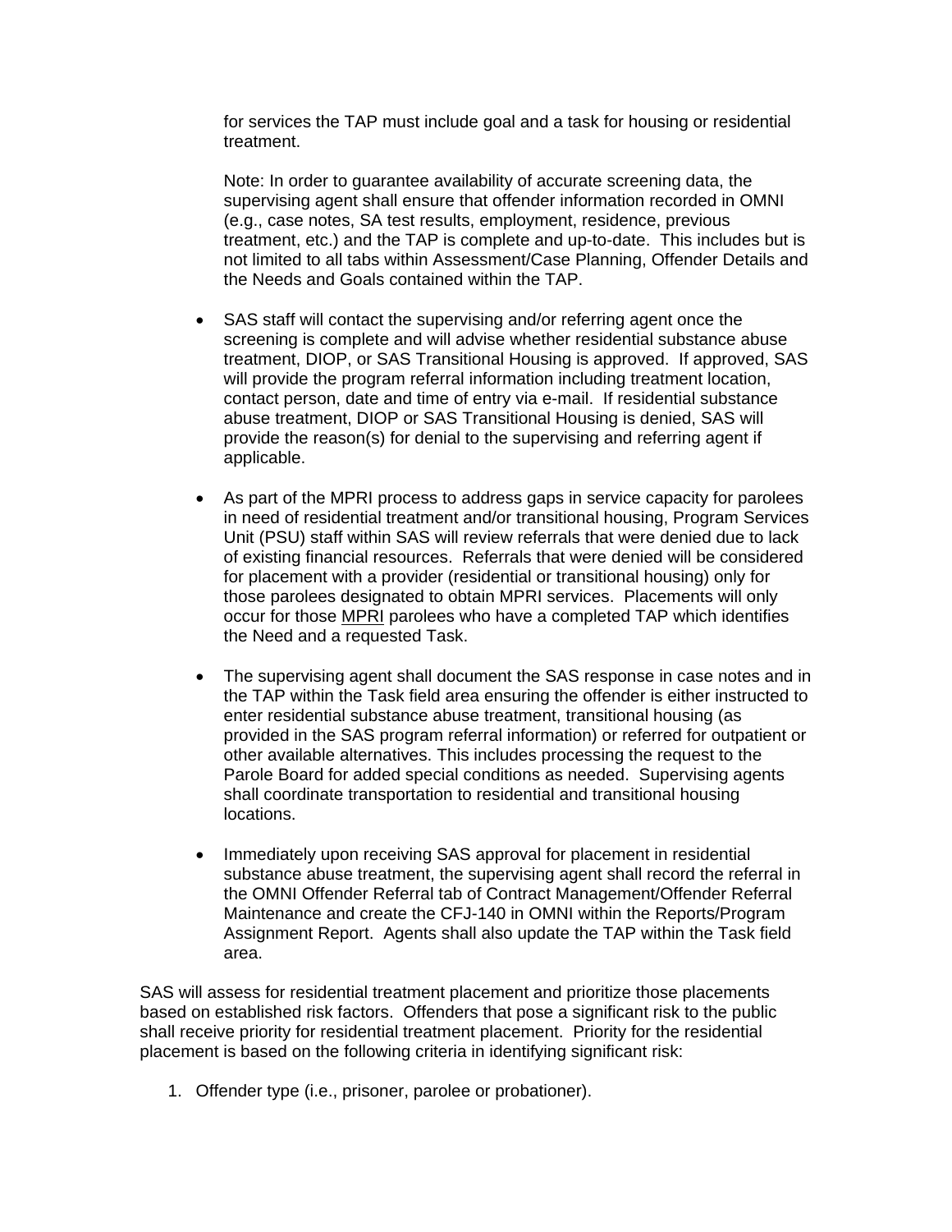for services the TAP must include goal and a task for housing or residential treatment.

Note: In order to guarantee availability of accurate screening data, the supervising agent shall ensure that offender information recorded in OMNI (e.g., case notes, SA test results, employment, residence, previous treatment, etc.) and the TAP is complete and up-to-date. This includes but is not limited to all tabs within Assessment/Case Planning, Offender Details and the Needs and Goals contained within the TAP.

- SAS staff will contact the supervising and/or referring agent once the screening is complete and will advise whether residential substance abuse treatment, DIOP, or SAS Transitional Housing is approved. If approved, SAS will provide the program referral information including treatment location, contact person, date and time of entry via e-mail. If residential substance abuse treatment, DIOP or SAS Transitional Housing is denied, SAS will provide the reason(s) for denial to the supervising and referring agent if applicable.

- As part of the MPRI process to address gaps in service capacity for parolees in need of residential treatment and/or transitional housing, Program Services Unit (PSU) staff within SAS will review referrals that were denied due to lack of existing financial resources. Referrals that were denied will be considered for placement with a provider (residential or transitional housing) only for those parolees designated to obtain MPRI services. Placements will only occur for those <u>MPRI</u> parolees who have a completed TAP which identifies the Need and a requested Task.

- The supervising agent shall document the SAS response in case notes and in the TAP within the Task field area ensuring the offender is either instructed to enter residential substance abuse treatment, transitional housing (as provided in the SAS program referral information) or referred for outpatient or other available alternatives. This includes processing the request to the Parole Board for added special conditions as needed. Supervising agents shall coordinate transportation to residential and transitional housing locations.

- Immediately upon receiving SAS approval for placement in residential substance abuse treatment, the supervising agent shall record the referral in the OMNI Offender Referral tab of Contract Management/Offender Referral Maintenance and create the CFJ-140 in OMNI within the Reports/Program Assignment Report. Agents shall also update the TAP within the Task field area.

SAS will assess for residential treatment placement and prioritize those placements based on established risk factors. Offenders that pose a significant risk to the public shall receive priority for residential treatment placement. Priority for the residential placement is based on the following criteria in identifying significant risk:

1. Offender type (i.e., prisoner, parolee or probationer).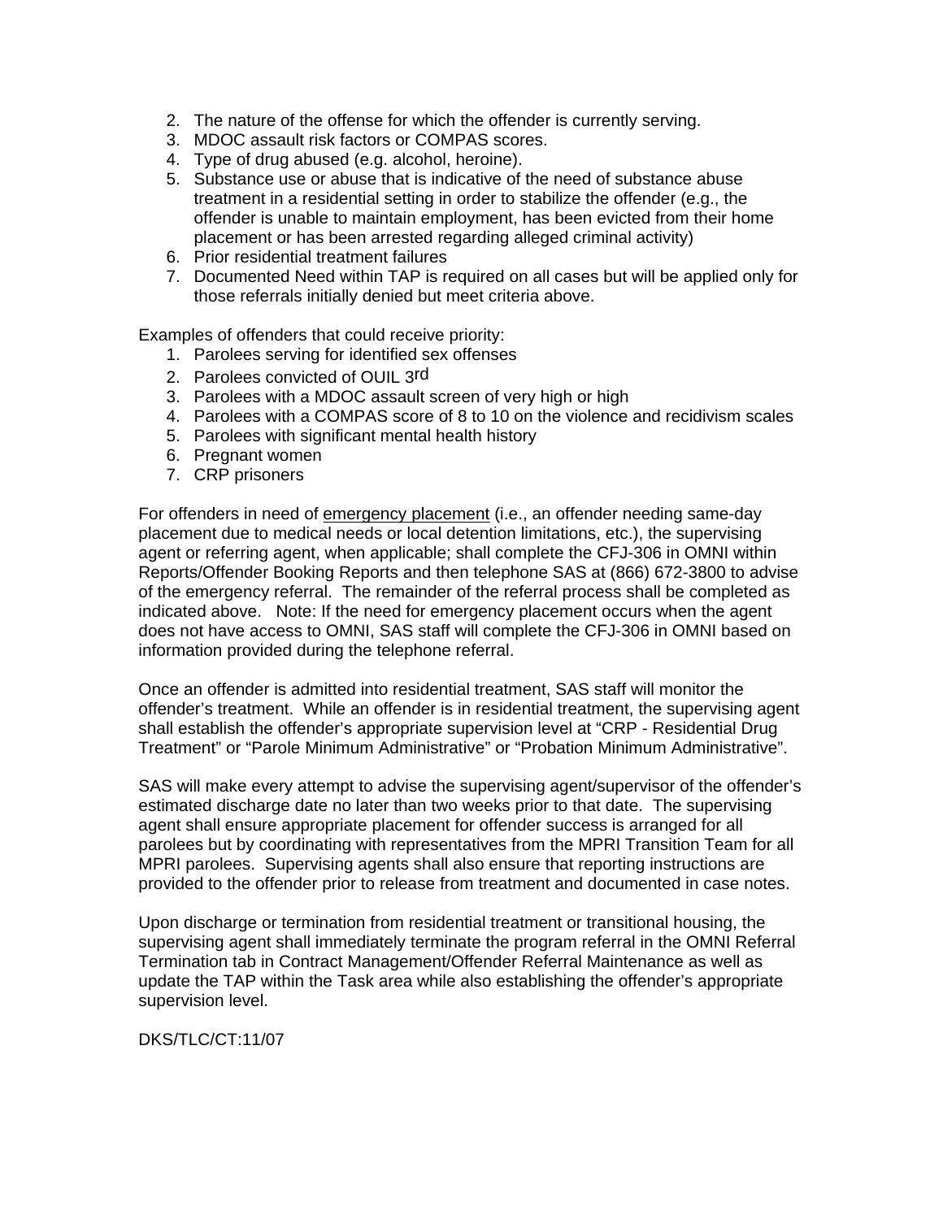2. The nature of the offense for which the offender is currently serving.
3. MDOC assault risk factors or COMPAS scores.
4. Type of drug abused (e.g. alcohol, heroine).
5. Substance use or abuse that is indicative of the need of substance abuse treatment in a residential setting in order to stabilize the offender (e.g., the offender is unable to maintain employment, has been evicted from their home placement or has been arrested regarding alleged criminal activity)
6. Prior residential treatment failures
7. Documented Need within TAP is required on all cases but will be applied only for those referrals initially denied but meet criteria above.

Examples of offenders that could receive priority:

1. Parolees serving for identified sex offenses
2. Parolees convicted of OUIL 3rd
3. Parolees with a MDOC assault screen of very high or high
4. Parolees with a COMPAS score of 8 to 10 on the violence and recidivism scales
5. Parolees with significant mental health history
6. Pregnant women
7. CRP prisoners

For offenders in need of emergency placement (i.e., an offender needing same-day placement due to medical needs or local detention limitations, etc.), the supervising agent or referring agent, when applicable; shall complete the CFJ-306 in OMNI within Reports/Offender Booking Reports and then telephone SAS at (866) 672-3800 to advise of the emergency referral. The remainder of the referral process shall be completed as indicated above. Note: If the need for emergency placement occurs when the agent does not have access to OMNI, SAS staff will complete the CFJ-306 in OMNI based on information provided during the telephone referral.

Once an offender is admitted into residential treatment, SAS staff will monitor the offender's treatment. While an offender is in residential treatment, the supervising agent shall establish the offender's appropriate supervision level at "CRP - Residential Drug Treatment" or "Parole Minimum Administrative" or "Probation Minimum Administrative".

SAS will make every attempt to advise the supervising agent/supervisor of the offender's estimated discharge date no later than two weeks prior to that date. The supervising agent shall ensure appropriate placement for offender success is arranged for all parolees but by coordinating with representatives from the MPRI Transition Team for all MPRI parolees. Supervising agents shall also ensure that reporting instructions are provided to the offender prior to release from treatment and documented in case notes.

Upon discharge or termination from residential treatment or transitional housing, the supervising agent shall immediately terminate the program referral in the OMNI Referral Termination tab in Contract Management/Offender Referral Maintenance as well as update the TAP within the Task area while also establishing the offender's appropriate supervision level.

DKS/TLC/CT:11/07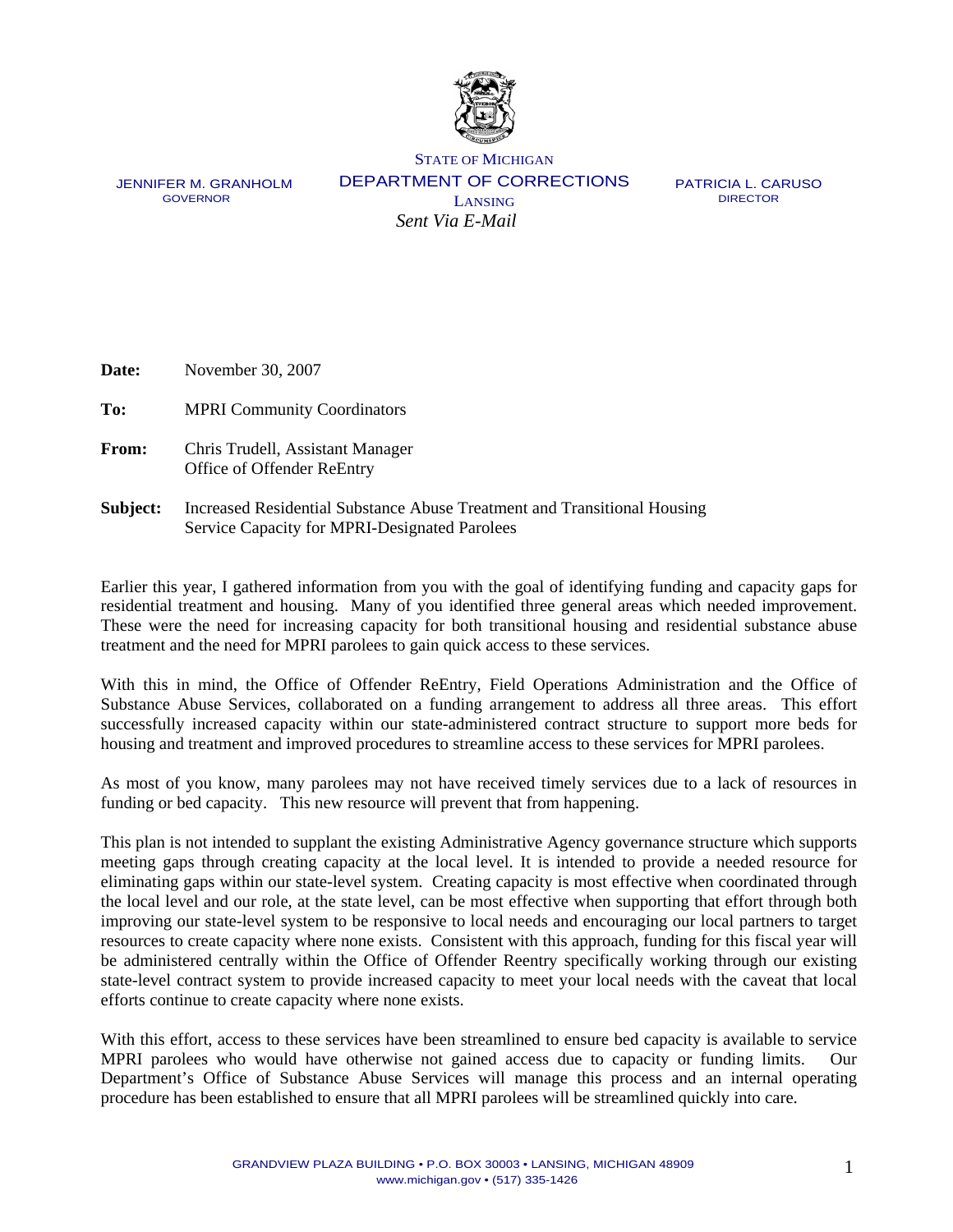STATE OF MICHIGAN

DEPARTMENT OF CORRECTIONS

LANSING

JENNIFER M. GRANHOLM
GOVERNOR

PATRICIA L. CARUSO
DIRECTOR

*Sent Via E-Mail*

**Date:** November 30, 2007

**To:** MPRI Community Coordinators

**From:** Chris Trudell, Assistant Manager
Office of Offender ReEntry

**Subject:** Increased Residential Substance Abuse Treatment and Transitional Housing Service Capacity for MPRI-Designated Parolees

Earlier this year, I gathered information from you with the goal of identifying funding and capacity gaps for residential treatment and housing. Many of you identified three general areas which needed improvement. These were the need for increasing capacity for both transitional housing and residential substance abuse treatment and the need for MPRI parolees to gain quick access to these services.

With this in mind, the Office of Offender ReEntry, Field Operations Administration and the Office of Substance Abuse Services, collaborated on a funding arrangement to address all three areas. This effort successfully increased capacity within our state-administered contract structure to support more beds for housing and treatment and improved procedures to streamline access to these services for MPRI parolees.

As most of you know, many parolees may not have received timely services due to a lack of resources in funding or bed capacity. This new resource will prevent that from happening.

This plan is not intended to supplant the existing Administrative Agency governance structure which supports meeting gaps through creating capacity at the local level. It is intended to provide a needed resource for eliminating gaps within our state-level system. Creating capacity is most effective when coordinated through the local level and our role, at the state level, can be most effective when supporting that effort through both improving our state-level system to be responsive to local needs and encouraging our local partners to target resources to create capacity where none exists. Consistent with this approach, funding for this fiscal year will be administered centrally within the Office of Offender Reentry specifically working through our existing state-level contract system to provide increased capacity to meet your local needs with the caveat that local efforts continue to create capacity where none exists.

With this effort, access to these services have been streamlined to ensure bed capacity is available to service MPRI parolees who would have otherwise not gained access due to capacity or funding limits. Our Department's Office of Substance Abuse Services will manage this process and an internal operating procedure has been established to ensure that all MPRI parolees will be streamlined quickly into care.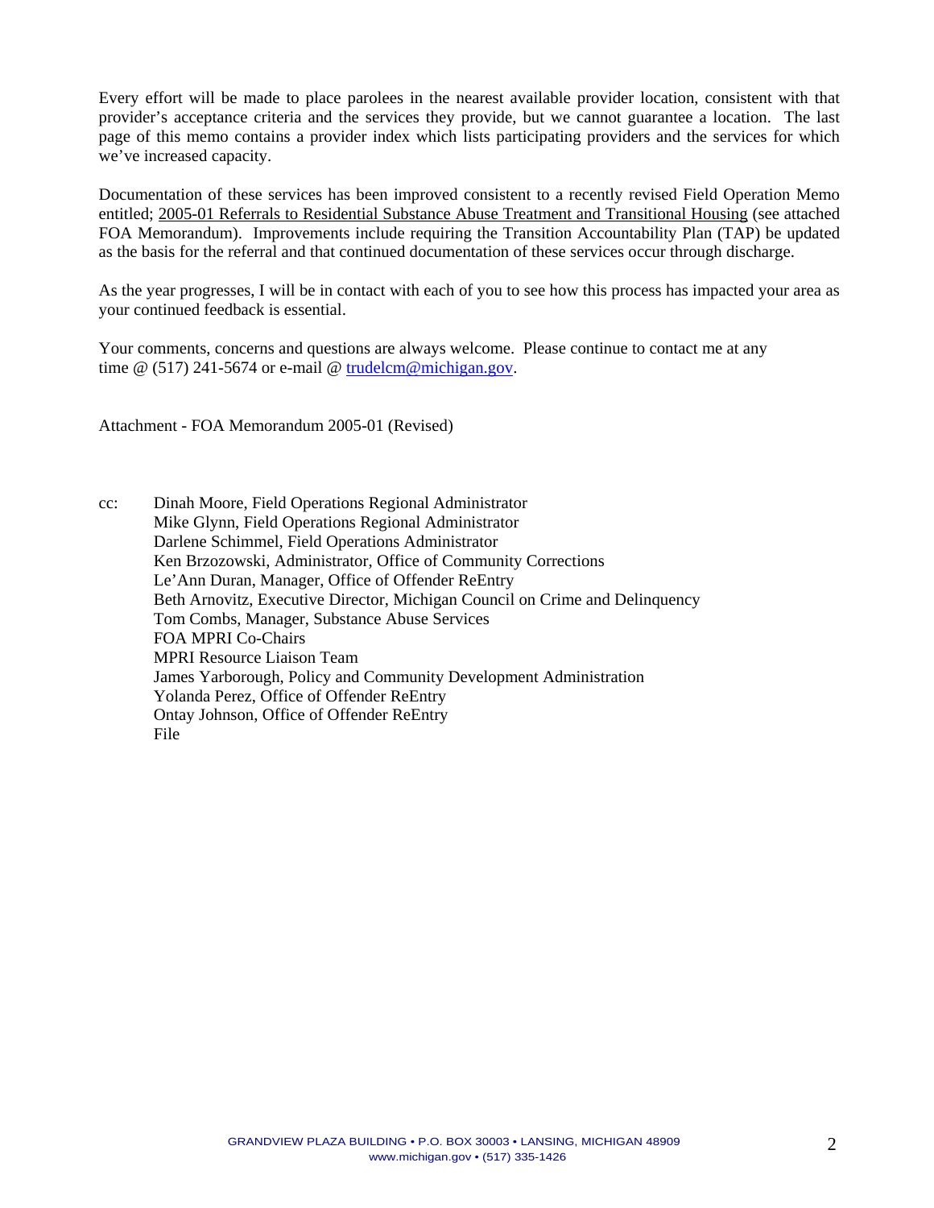Every effort will be made to place parolees in the nearest available provider location, consistent with that provider's acceptance criteria and the services they provide, but we cannot guarantee a location. The last page of this memo contains a provider index which lists participating providers and the services for which we've increased capacity.

Documentation of these services has been improved consistent to a recently revised Field Operation Memo entitled; 2005-01 Referrals to Residential Substance Abuse Treatment and Transitional Housing (see attached FOA Memorandum). Improvements include requiring the Transition Accountability Plan (TAP) be updated as the basis for the referral and that continued documentation of these services occur through discharge.

As the year progresses, I will be in contact with each of you to see how this process has impacted your area as your continued feedback is essential.

Your comments, concerns and questions are always welcome. Please continue to contact me at any time @ (517) 241-5674 or e-mail @ trudelcm@michigan.gov.

Attachment - FOA Memorandum 2005-01 (Revised)

cc: Dinah Moore, Field Operations Regional Administrator
Mike Glynn, Field Operations Regional Administrator
Darlene Schimmel, Field Operations Administrator
Ken Brzozowski, Administrator, Office of Community Corrections
Le'Ann Duran, Manager, Office of Offender ReEntry
Beth Arnovitz, Executive Director, Michigan Council on Crime and Delinquency
Tom Combs, Manager, Substance Abuse Services
FOA MPRI Co-Chairs
MPRI Resource Liaison Team
James Yarborough, Policy and Community Development Administration
Yolanda Perez, Office of Offender ReEntry
Ontay Johnson, Office of Offender ReEntry
File

GRANDVIEW PLAZA BUILDING • P.O. BOX 30003 • LANSING, MICHIGAN 48909
www.michigan.gov • (517) 335-1426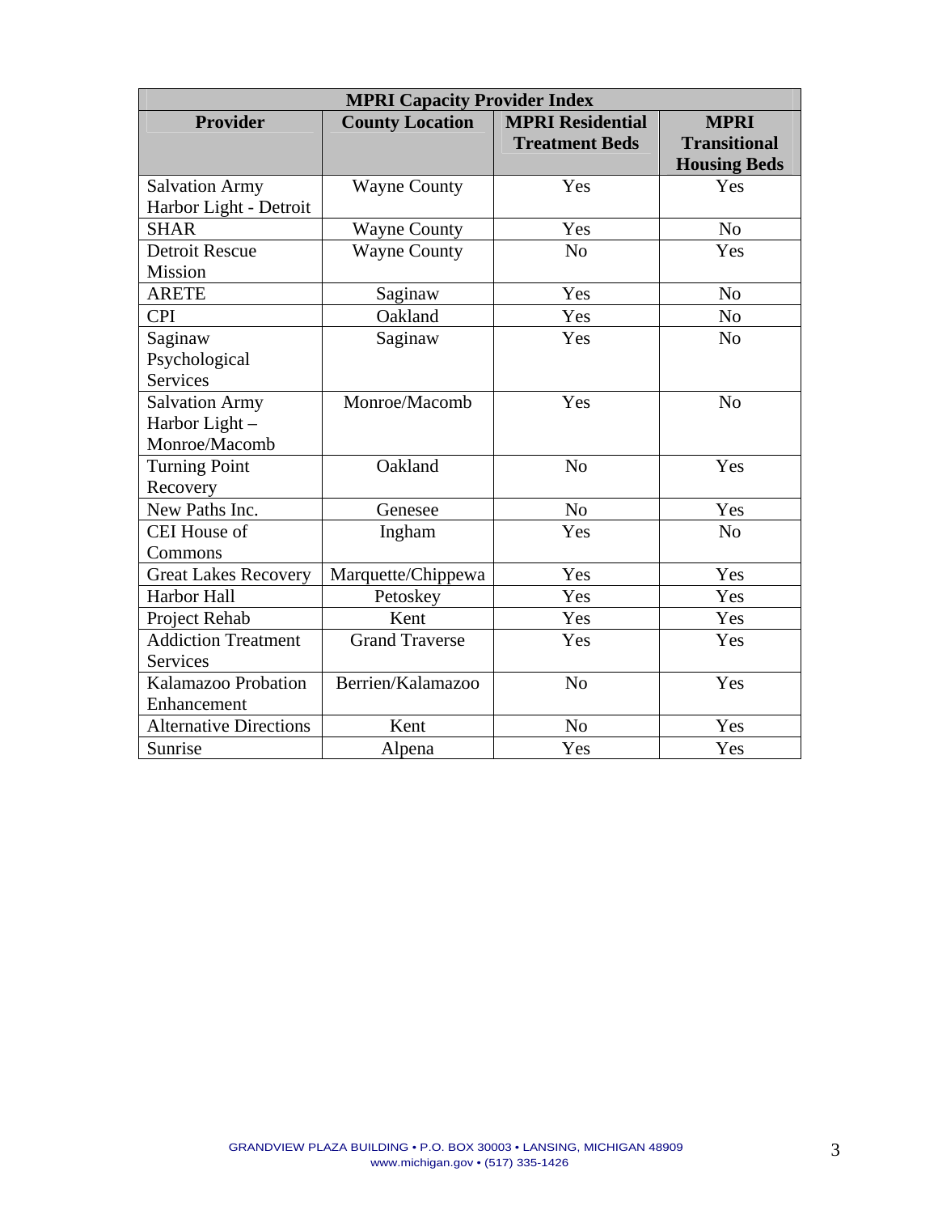| MPRI Capacity Provider Index | | | |
|---|---|---|---|
| **Provider** | **County Location** | **MPRI Residential Treatment Beds** | **MPRI Transitional Housing Beds** |
| Salvation Army Harbor Light - Detroit | Wayne County | Yes | Yes |
| SHAR | Wayne County | Yes | No |
| Detroit Rescue Mission | Wayne County | No | Yes |
| ARETE | Saginaw | Yes | No |
| CPI | Oakland | Yes | No |
| Saginaw Psychological Services | Saginaw | Yes | No |
| Salvation Army Harbor Light – Monroe/Macomb | Monroe/Macomb | Yes | No |
| Turning Point Recovery | Oakland | No | Yes |
| New Paths Inc. | Genesee | No | Yes |
| CEI House of Commons | Ingham | Yes | No |
| Great Lakes Recovery | Marquette/Chippewa | Yes | Yes |
| Harbor Hall | Petoskey | Yes | Yes |
| Project Rehab | Kent | Yes | Yes |
| Addiction Treatment Services | Grand Traverse | Yes | Yes |
| Kalamazoo Probation Enhancement | Berrien/Kalamazoo | No | Yes |
| Alternative Directions | Kent | No | Yes |
| Sunrise | Alpena | Yes | Yes |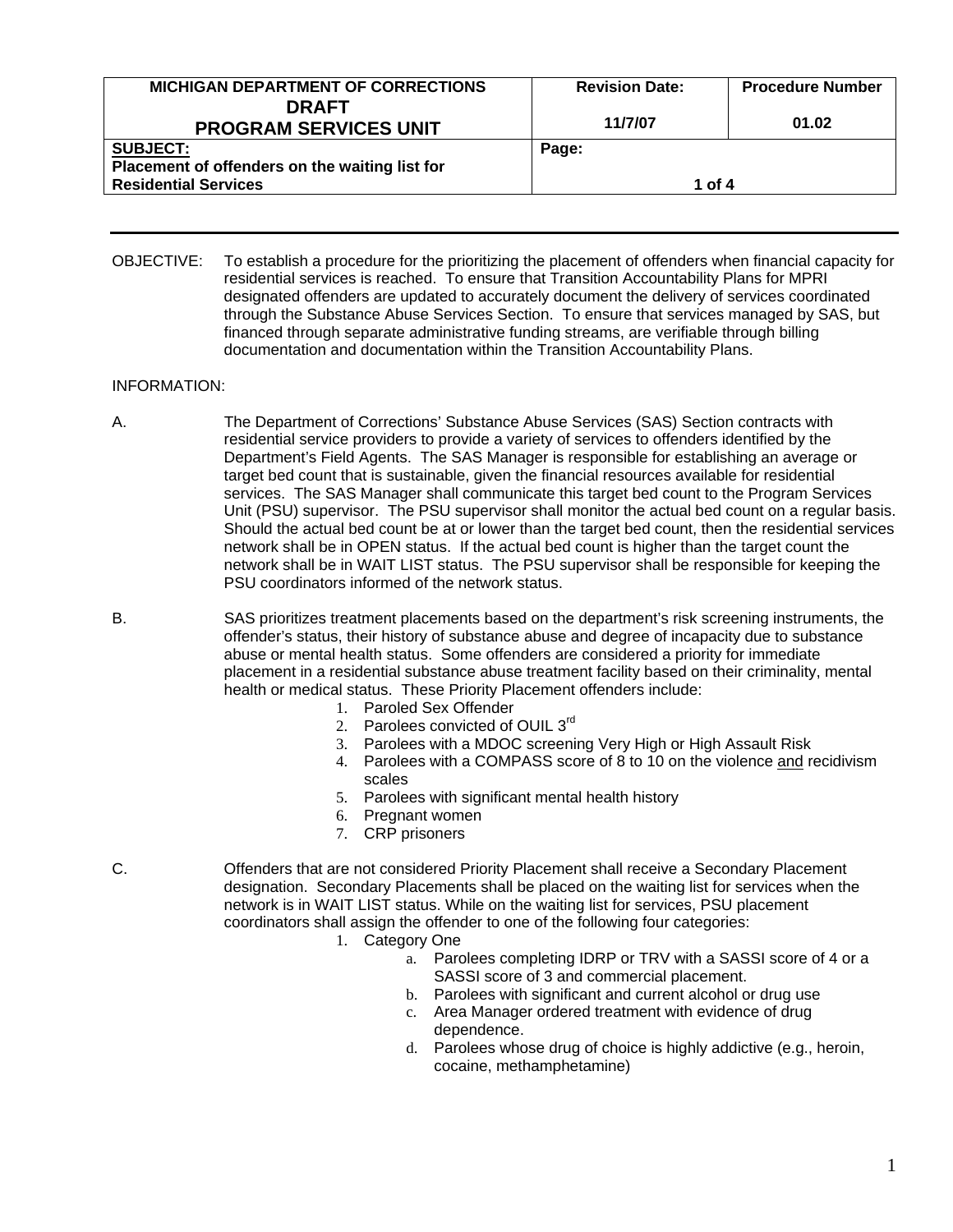| MICHIGAN DEPARTMENT OF CORRECTIONS **DRAFT** **PROGRAM SERVICES UNIT** | **Revision Date:** 11/7/07 | **Procedure Number** 01.02 |
|---|---|---|
| **SUBJECT:** **Placement of offenders on the waiting list for Residential Services** | **Page:** 1 of 4 | |

---

OBJECTIVE: To establish a procedure for the prioritizing the placement of offenders when financial capacity for residential services is reached. To ensure that Transition Accountability Plans for MPRI designated offenders are updated to accurately document the delivery of services coordinated through the Substance Abuse Services Section. To ensure that services managed by SAS, but financed through separate administrative funding streams, are verifiable through billing documentation and documentation within the Transition Accountability Plans.

INFORMATION:

A. The Department of Corrections' Substance Abuse Services (SAS) Section contracts with residential service providers to provide a variety of services to offenders identified by the Department's Field Agents. The SAS Manager is responsible for establishing an average or target bed count that is sustainable, given the financial resources available for residential services. The SAS Manager shall communicate this target bed count to the Program Services Unit (PSU) supervisor. The PSU supervisor shall monitor the actual bed count on a regular basis. Should the actual bed count be at or lower than the target bed count, then the residential services network shall be in OPEN status. If the actual bed count is higher than the target count the network shall be in WAIT LIST status. The PSU supervisor shall be responsible for keeping the PSU coordinators informed of the network status.

B. SAS prioritizes treatment placements based on the department's risk screening instruments, the offender's status, their history of substance abuse and degree of incapacity due to substance abuse or mental health status. Some offenders are considered a priority for immediate placement in a residential substance abuse treatment facility based on their criminality, mental health or medical status. These Priority Placement offenders include:

1. Paroled Sex Offender
2. Parolees convicted of OUIL 3rd
3. Parolees with a MDOC screening Very High or High Assault Risk
4. Parolees with a COMPASS score of 8 to 10 on the violence <u>and</u> recidivism scales
5. Parolees with significant mental health history
6. Pregnant women
7. CRP prisoners

C. Offenders that are not considered Priority Placement shall receive a Secondary Placement designation. Secondary Placements shall be placed on the waiting list for services when the network is in WAIT LIST status. While on the waiting list for services, PSU placement coordinators shall assign the offender to one of the following four categories:

1. Category One
   a. Parolees completing IDRP or TRV with a SASSI score of 4 or a SASSI score of 3 and commercial placement.
   b. Parolees with significant and current alcohol or drug use
   c. Area Manager ordered treatment with evidence of drug dependence.
   d. Parolees whose drug of choice is highly addictive (e.g., heroin, cocaine, methamphetamine)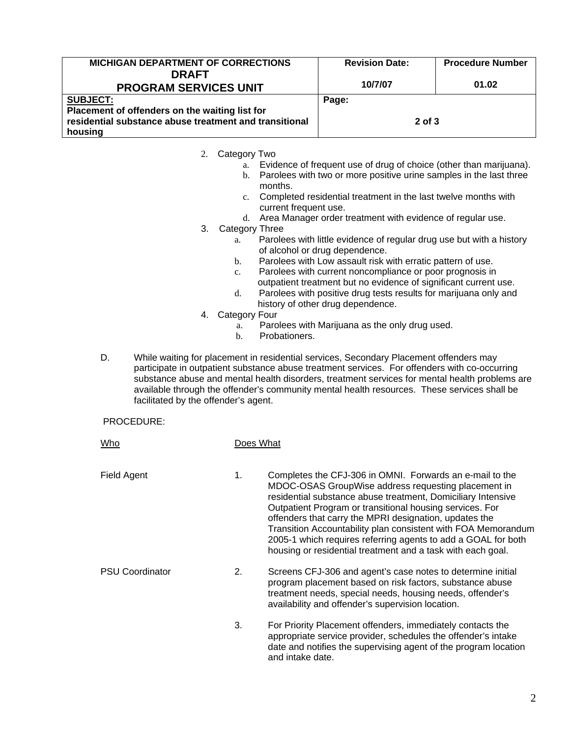| MICHIGAN DEPARTMENT OF CORRECTIONS<br>DRAFT<br>PROGRAM SERVICES UNIT | Revision Date:<br><br>10/7/07 | Procedure Number<br><br>01.02 |
|---|---|---|
| **SUBJECT:**<br>**Placement of offenders on the waiting list for residential substance abuse treatment and transitional housing** | **Page:**<br><br>**2 of 3** | |

2. Category Two
   a. Evidence of frequent use of drug of choice (other than marijuana).
   b. Parolees with two or more positive urine samples in the last three months.
   c. Completed residential treatment in the last twelve months with current frequent use.
   d. Area Manager order treatment with evidence of regular use.
3. Category Three
   a. Parolees with little evidence of regular drug use but with a history of alcohol or drug dependence.
   b. Parolees with Low assault risk with erratic pattern of use.
   c. Parolees with current noncompliance or poor prognosis in outpatient treatment but no evidence of significant current use.
   d. Parolees with positive drug tests results for marijuana only and history of other drug dependence.
4. Category Four
   a. Parolees with Marijuana as the only drug used.
   b. Probationers.

D. While waiting for placement in residential services, Secondary Placement offenders may participate in outpatient substance abuse treatment services. For offenders with co-occurring substance abuse and mental health disorders, treatment services for mental health problems are available through the offender's community mental health resources. These services shall be facilitated by the offender's agent.

PROCEDURE:

| Who | | Does What |
|---|---|---|
| Field Agent | 1. | Completes the CFJ-306 in OMNI. Forwards an e-mail to the MDOC-OSAS GroupWise address requesting placement in residential substance abuse treatment, Domiciliary Intensive Outpatient Program or transitional housing services. For offenders that carry the MPRI designation, updates the Transition Accountability plan consistent with FOA Memorandum 2005-1 which requires referring agents to add a GOAL for both housing or residential treatment and a task with each goal. |
| PSU Coordinator | 2. | Screens CFJ-306 and agent's case notes to determine initial program placement based on risk factors, substance abuse treatment needs, special needs, housing needs, offender's availability and offender's supervision location. |
| | 3. | For Priority Placement offenders, immediately contacts the appropriate service provider, schedules the offender's intake date and notifies the supervising agent of the program location and intake date. |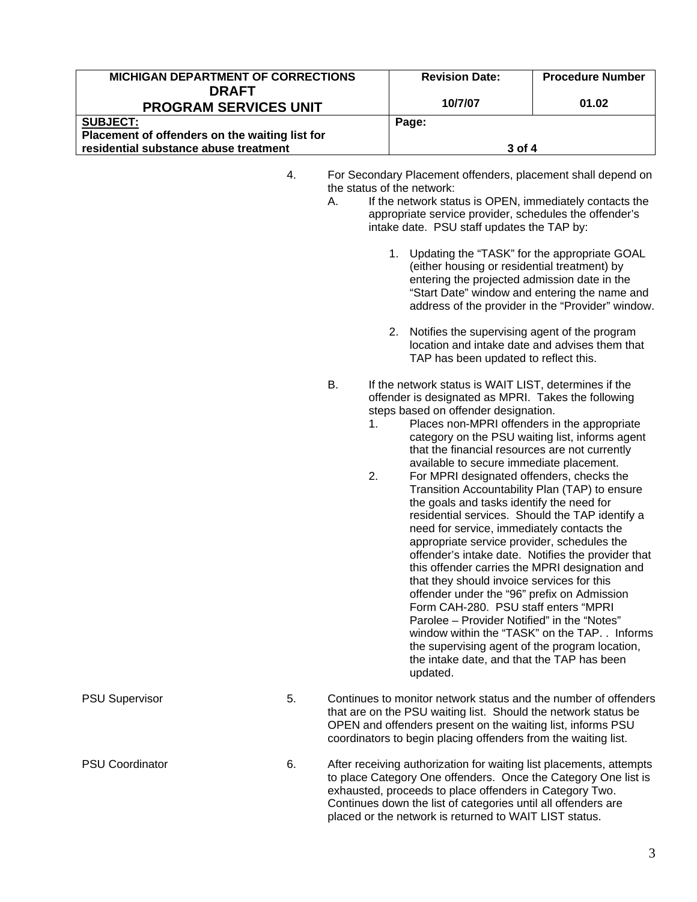| MICHIGAN DEPARTMENT OF CORRECTIONS<br>DRAFT<br>PROGRAM SERVICES UNIT | Revision Date:<br><br>10/7/07 | Procedure Number<br><br>01.02 |
|---|---|---|
| SUBJECT:<br>Placement of offenders on the waiting list for residential substance abuse treatment | Page:<br><br>3 of 4 | |

4. For Secondary Placement offenders, placement shall depend on the status of the network:
   A. If the network status is OPEN, immediately contacts the appropriate service provider, schedules the offender's intake date. PSU staff updates the TAP by:

      1. Updating the "TASK" for the appropriate GOAL (either housing or residential treatment) by entering the projected admission date in the "Start Date" window and entering the name and address of the provider in the "Provider" window.

      2. Notifies the supervising agent of the program location and intake date and advises them that TAP has been updated to reflect this.

   B. If the network status is WAIT LIST, determines if the offender is designated as MPRI. Takes the following steps based on offender designation.
      1. Places non-MPRI offenders in the appropriate category on the PSU waiting list, informs agent that the financial resources are not currently available to secure immediate placement.
      2. For MPRI designated offenders, checks the Transition Accountability Plan (TAP) to ensure the goals and tasks identify the need for residential services. Should the TAP identify a need for service, immediately contacts the appropriate service provider, schedules the offender's intake date. Notifies the provider that this offender carries the MPRI designation and that they should invoice services for this offender under the "96" prefix on Admission Form CAH-280. PSU staff enters "MPRI Parolee – Provider Notified" in the "Notes" window within the "TASK" on the TAP. . Informs the supervising agent of the program location, the intake date, and that the TAP has been updated.

**PSU Supervisor**

5. Continues to monitor network status and the number of offenders that are on the PSU waiting list. Should the network status be OPEN and offenders present on the waiting list, informs PSU coordinators to begin placing offenders from the waiting list.

**PSU Coordinator**

6. After receiving authorization for waiting list placements, attempts to place Category One offenders. Once the Category One list is exhausted, proceeds to place offenders in Category Two. Continues down the list of categories until all offenders are placed or the network is returned to WAIT LIST status.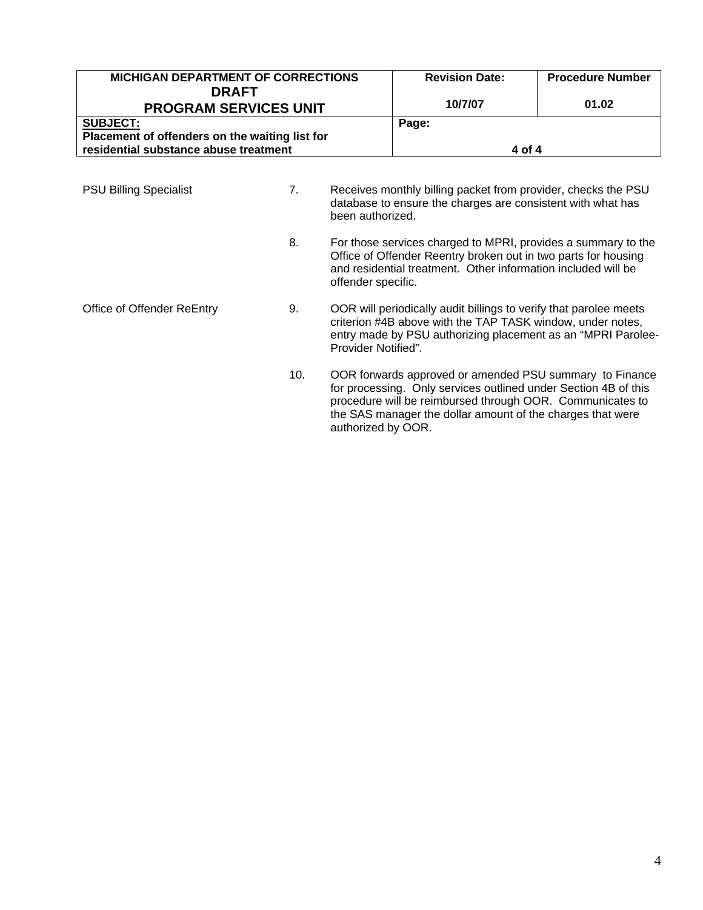| MICHIGAN DEPARTMENT OF CORRECTIONS<br>DRAFT<br>PROGRAM SERVICES UNIT | Revision Date:<br>10/7/07 | Procedure Number<br>01.02 |
|---|---|---|
| **SUBJECT:**<br>**Placement of offenders on the waiting list for residential substance abuse treatment** | **Page:**<br>**4 of 4** | |

| | | |
|---|---|---|
| PSU Billing Specialist | 7. | Receives monthly billing packet from provider, checks the PSU database to ensure the charges are consistent with what has been authorized. |
| | 8. | For those services charged to MPRI, provides a summary to the Office of Offender Reentry broken out in two parts for housing and residential treatment. Other information included will be offender specific. |
| Office of Offender ReEntry | 9. | OOR will periodically audit billings to verify that parolee meets criterion #4B above with the TAP TASK window, under notes, entry made by PSU authorizing placement as an "MPRI Parolee-Provider Notified". |
| | 10. | OOR forwards approved or amended PSU summary to Finance for processing. Only services outlined under Section 4B of this procedure will be reimbursed through OOR. Communicates to the SAS manager the dollar amount of the charges that were authorized by OOR. |